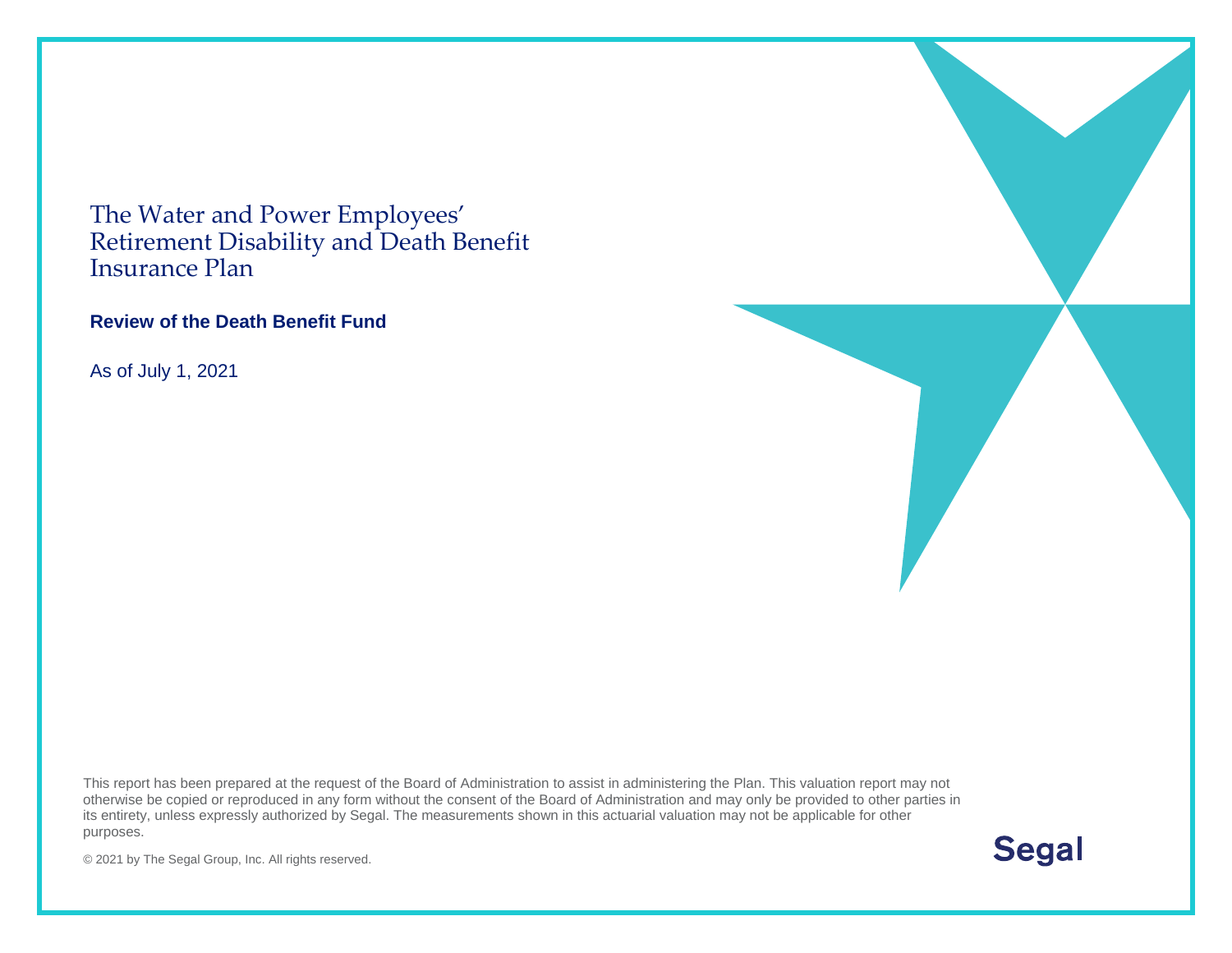# The Water and Power Employees' Retirement Disability and Death Benefit Insurance Plan

**Review of the Death Benefit Fund**

As of July 1, 2021

This report has been prepared at the request of the Board of Administration to assist in administering the Plan. This valuation report may not otherwise be copied or reproduced in any form without the consent of the Board of Administration and may only be provided to other parties in its entirety, unless expressly authorized by Segal. The measurements shown in this actuarial valuation may not be applicable for other purposes.

© 2021 by The Segal Group, Inc. All rights reserved.

Segal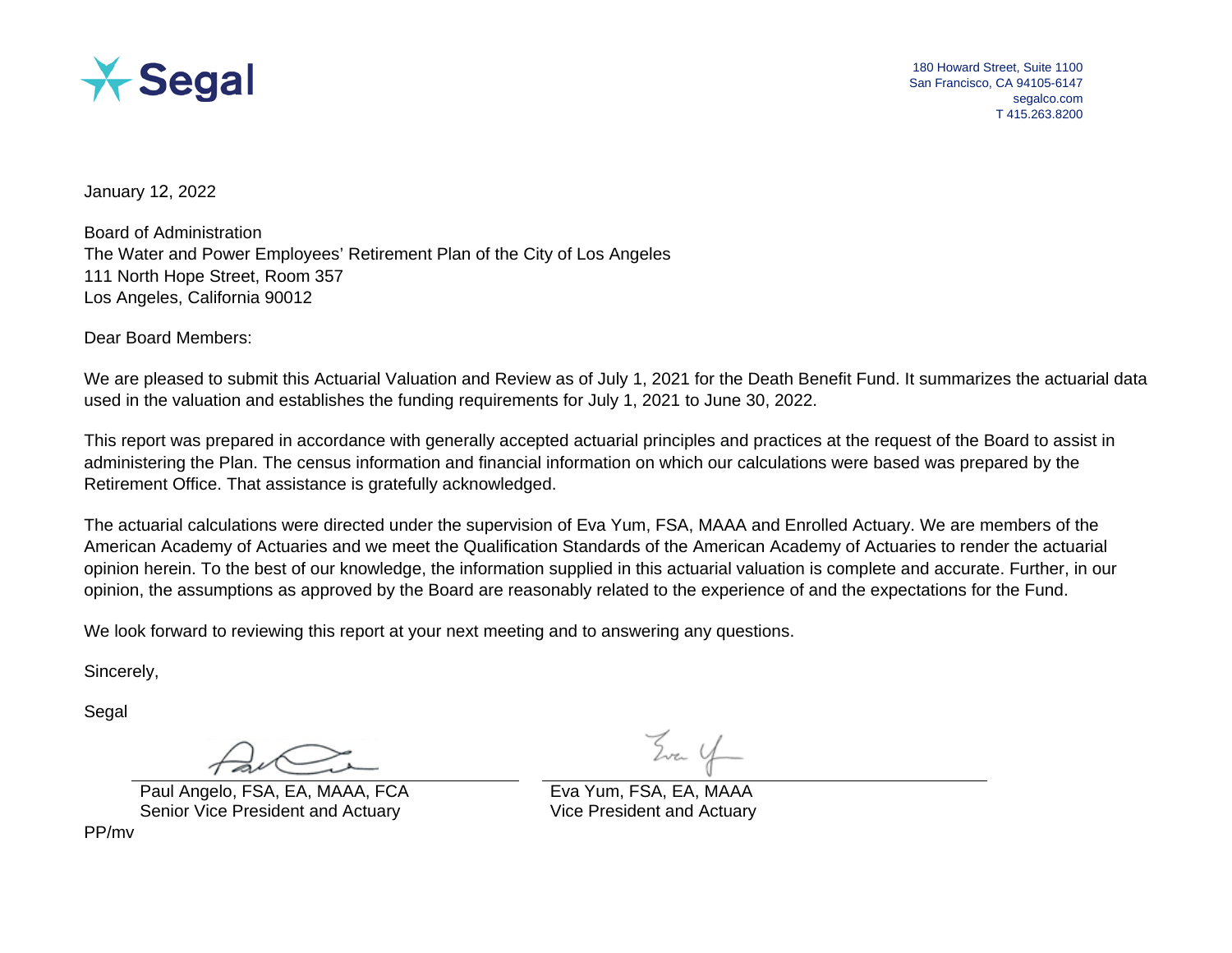Segal

180 Howard Street, Suite 1100
San Francisco, CA 94105-6147
segalco.com
T 415.263.8200

January 12, 2022

Board of Administration
The Water and Power Employees' Retirement Plan of the City of Los Angeles
111 North Hope Street, Room 357
Los Angeles, California 90012

Dear Board Members:

We are pleased to submit this Actuarial Valuation and Review as of July 1, 2021 for the Death Benefit Fund. It summarizes the actuarial data used in the valuation and establishes the funding requirements for July 1, 2021 to June 30, 2022.

This report was prepared in accordance with generally accepted actuarial principles and practices at the request of the Board to assist in administering the Plan. The census information and financial information on which our calculations were based was prepared by the Retirement Office. That assistance is gratefully acknowledged.

The actuarial calculations were directed under the supervision of Eva Yum, FSA, MAAA and Enrolled Actuary. We are members of the American Academy of Actuaries and we meet the Qualification Standards of the American Academy of Actuaries to render the actuarial opinion herein. To the best of our knowledge, the information supplied in this actuarial valuation is complete and accurate. Further, in our opinion, the assumptions as approved by the Board are reasonably related to the experience of and the expectations for the Fund.

We look forward to reviewing this report at your next meeting and to answering any questions.

Sincerely,

Segal

| Paul Angelo, FSA, EA, MAAA, FCA<br>Senior Vice President and Actuary | Eva Yum, FSA, EA, MAAA<br>Vice President and Actuary |
|---|---|

PP/mv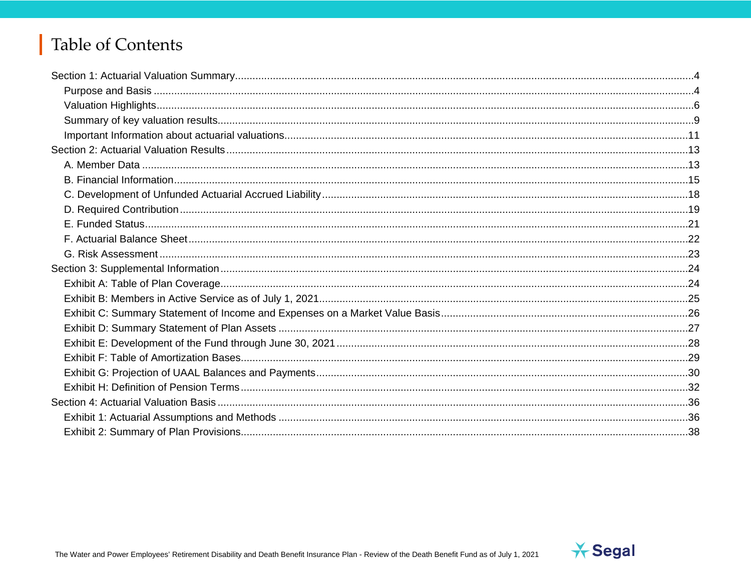# Table of Contents

- Section 1: Actuarial Valuation Summary....4
  - Purpose and Basis....4
  - Valuation Highlights....6
  - Summary of key valuation results....9
  - Important Information about actuarial valuations....11
- Section 2: Actuarial Valuation Results....13
  - A. Member Data....13
  - B. Financial Information....15
  - C. Development of Unfunded Actuarial Accrued Liability....18
  - D. Required Contribution....19
  - E. Funded Status....21
  - F. Actuarial Balance Sheet....22
  - G. Risk Assessment....23
- Section 3: Supplemental Information....24
  - Exhibit A: Table of Plan Coverage....24
  - Exhibit B: Members in Active Service as of July 1, 2021....25
  - Exhibit C: Summary Statement of Income and Expenses on a Market Value Basis....26
  - Exhibit D: Summary Statement of Plan Assets....27
  - Exhibit E: Development of the Fund through June 30, 2021....28
  - Exhibit F: Table of Amortization Bases....29
  - Exhibit G: Projection of UAAL Balances and Payments....30
  - Exhibit H: Definition of Pension Terms....32
- Section 4: Actuarial Valuation Basis....36
  - Exhibit 1: Actuarial Assumptions and Methods....36
  - Exhibit 2: Summary of Plan Provisions....38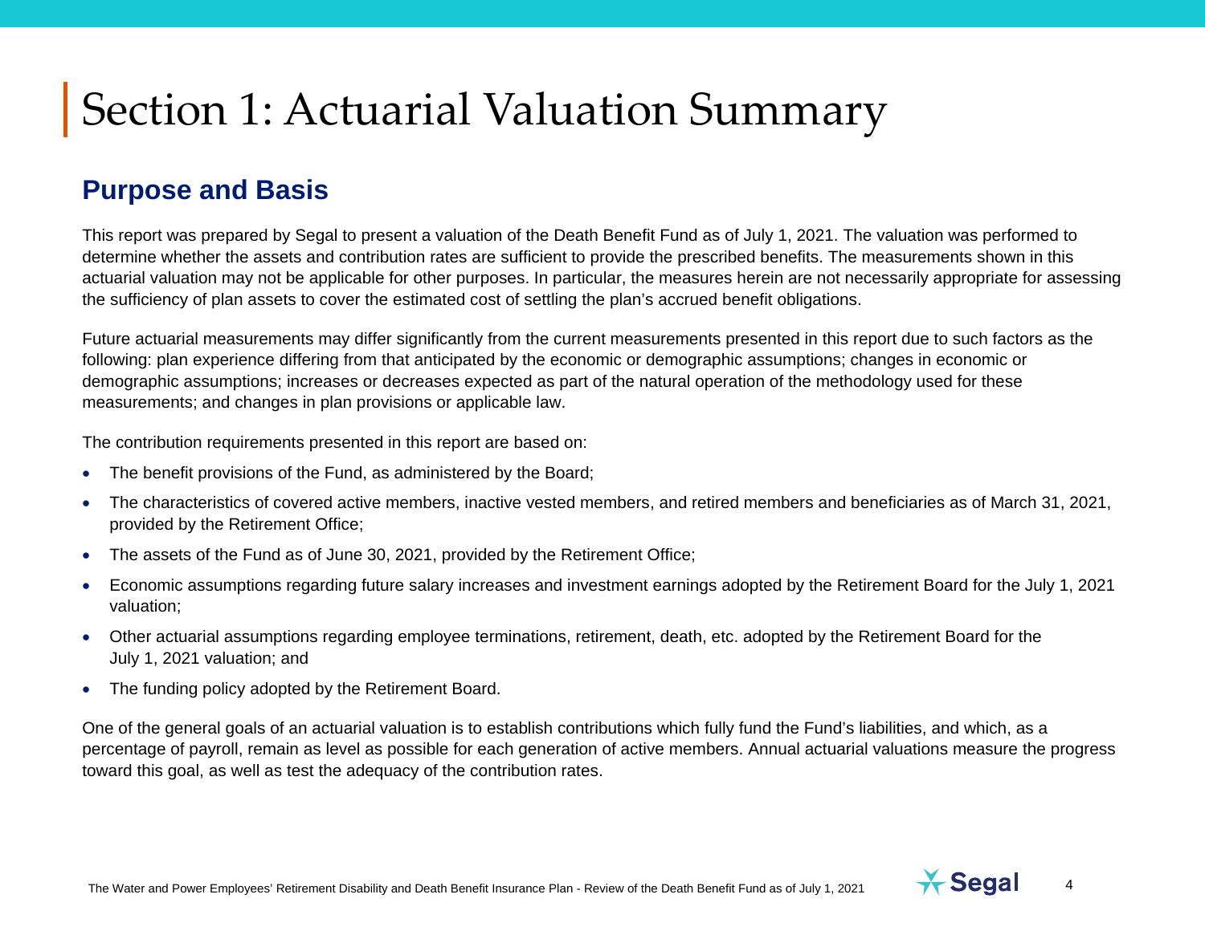# Section 1: Actuarial Valuation Summary

## Purpose and Basis

This report was prepared by Segal to present a valuation of the Death Benefit Fund as of July 1, 2021. The valuation was performed to determine whether the assets and contribution rates are sufficient to provide the prescribed benefits. The measurements shown in this actuarial valuation may not be applicable for other purposes. In particular, the measures herein are not necessarily appropriate for assessing the sufficiency of plan assets to cover the estimated cost of settling the plan's accrued benefit obligations.

Future actuarial measurements may differ significantly from the current measurements presented in this report due to such factors as the following: plan experience differing from that anticipated by the economic or demographic assumptions; changes in economic or demographic assumptions; increases or decreases expected as part of the natural operation of the methodology used for these measurements; and changes in plan provisions or applicable law.

The contribution requirements presented in this report are based on:

- The benefit provisions of the Fund, as administered by the Board;
- The characteristics of covered active members, inactive vested members, and retired members and beneficiaries as of March 31, 2021, provided by the Retirement Office;
- The assets of the Fund as of June 30, 2021, provided by the Retirement Office;
- Economic assumptions regarding future salary increases and investment earnings adopted by the Retirement Board for the July 1, 2021 valuation;
- Other actuarial assumptions regarding employee terminations, retirement, death, etc. adopted by the Retirement Board for the July 1, 2021 valuation; and
- The funding policy adopted by the Retirement Board.

One of the general goals of an actuarial valuation is to establish contributions which fully fund the Fund's liabilities, and which, as a percentage of payroll, remain as level as possible for each generation of active members. Annual actuarial valuations measure the progress toward this goal, as well as test the adequacy of the contribution rates.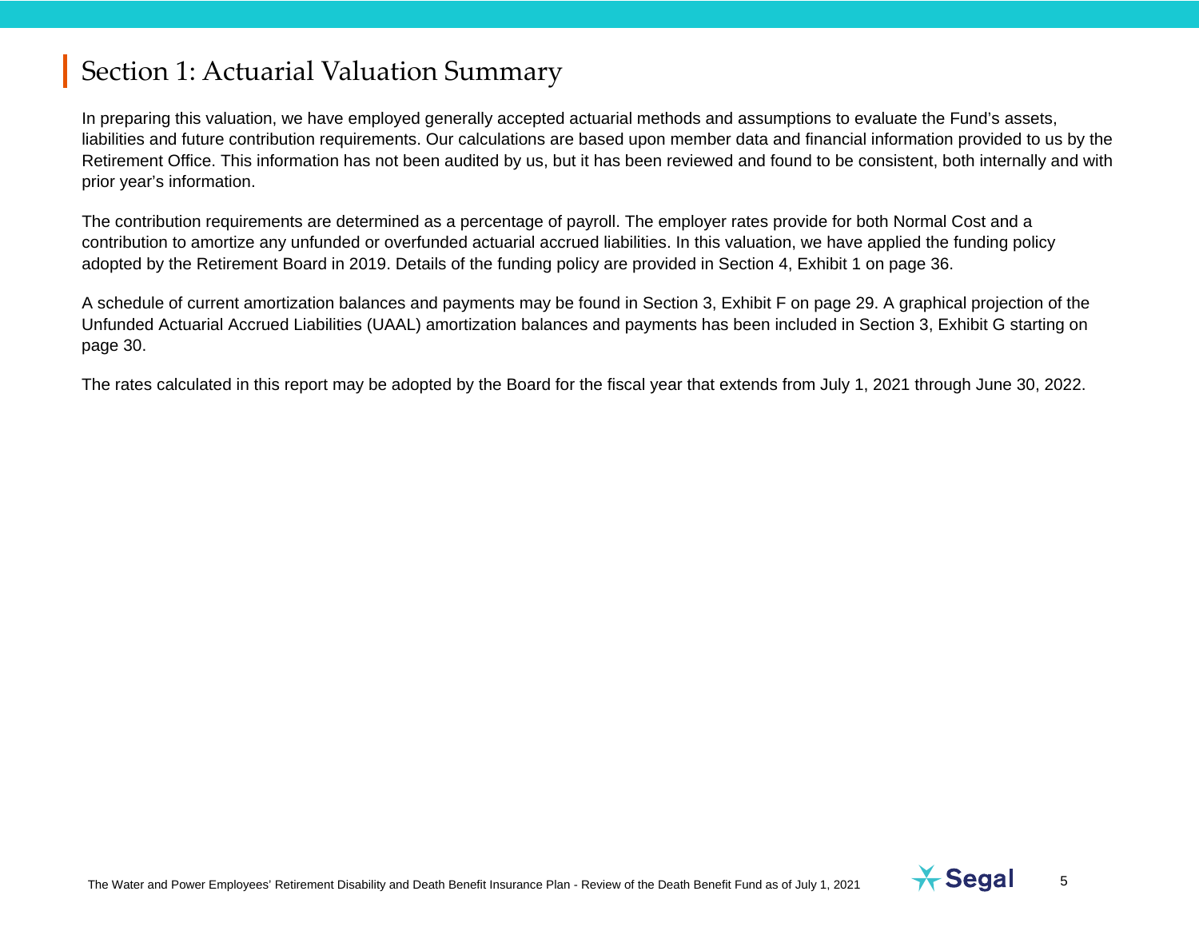# Section 1: Actuarial Valuation Summary

In preparing this valuation, we have employed generally accepted actuarial methods and assumptions to evaluate the Fund's assets, liabilities and future contribution requirements. Our calculations are based upon member data and financial information provided to us by the Retirement Office. This information has not been audited by us, but it has been reviewed and found to be consistent, both internally and with prior year's information.

The contribution requirements are determined as a percentage of payroll. The employer rates provide for both Normal Cost and a contribution to amortize any unfunded or overfunded actuarial accrued liabilities. In this valuation, we have applied the funding policy adopted by the Retirement Board in 2019. Details of the funding policy are provided in Section 4, Exhibit 1 on page 36.

A schedule of current amortization balances and payments may be found in Section 3, Exhibit F on page 29. A graphical projection of the Unfunded Actuarial Accrued Liabilities (UAAL) amortization balances and payments has been included in Section 3, Exhibit G starting on page 30.

The rates calculated in this report may be adopted by the Board for the fiscal year that extends from July 1, 2021 through June 30, 2022.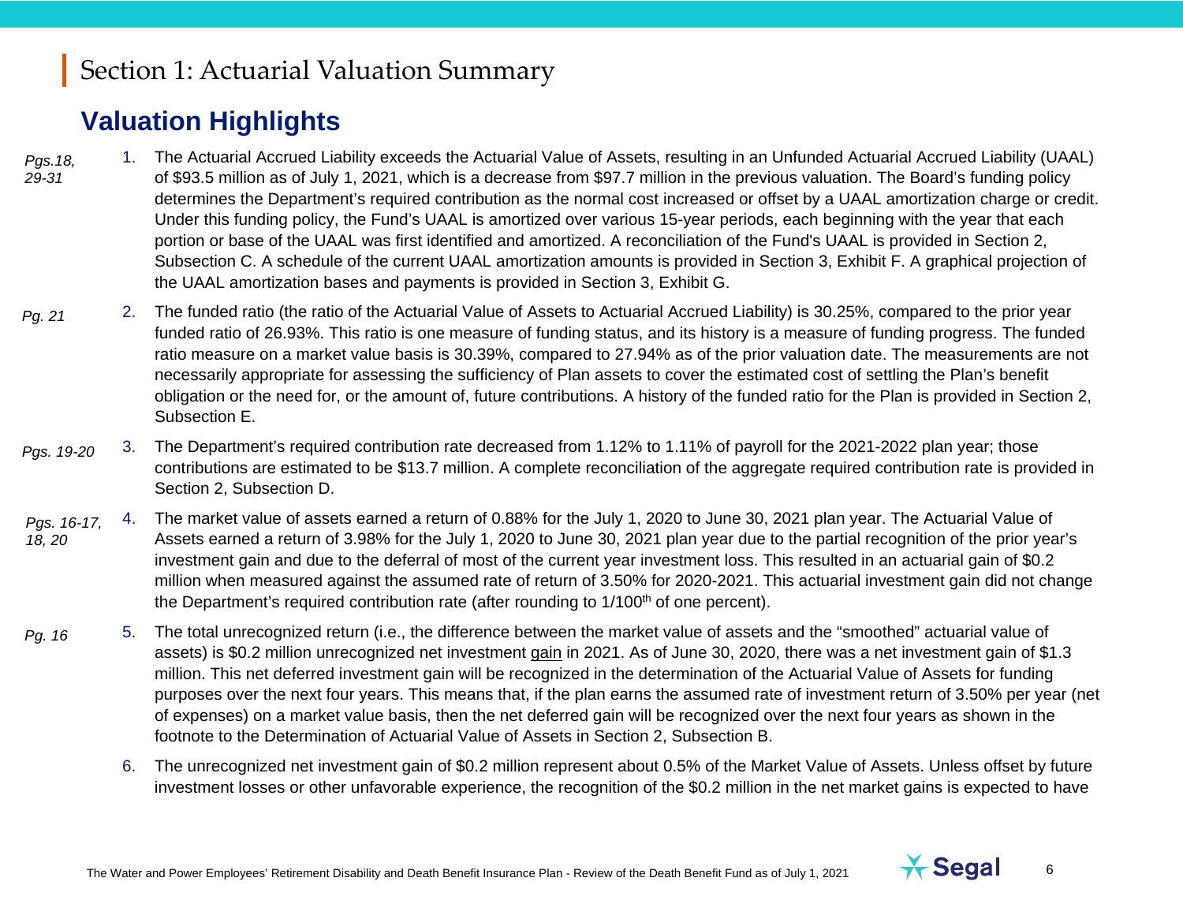# Section 1: Actuarial Valuation Summary

## Valuation Highlights

*Pgs.18, 29-31*

1. The Actuarial Accrued Liability exceeds the Actuarial Value of Assets, resulting in an Unfunded Actuarial Accrued Liability (UAAL) of $93.5 million as of July 1, 2021, which is a decrease from $97.7 million in the previous valuation. The Board's funding policy determines the Department's required contribution as the normal cost increased or offset by a UAAL amortization charge or credit. Under this funding policy, the Fund's UAAL is amortized over various 15-year periods, each beginning with the year that each portion or base of the UAAL was first identified and amortized. A reconciliation of the Fund's UAAL is provided in Section 2, Subsection C. A schedule of the current UAAL amortization amounts is provided in Section 3, Exhibit F. A graphical projection of the UAAL amortization bases and payments is provided in Section 3, Exhibit G.

*Pg. 21*

2. The funded ratio (the ratio of the Actuarial Value of Assets to Actuarial Accrued Liability) is 30.25%, compared to the prior year funded ratio of 26.93%. This ratio is one measure of funding status, and its history is a measure of funding progress. The funded ratio measure on a market value basis is 30.39%, compared to 27.94% as of the prior valuation date. The measurements are not necessarily appropriate for assessing the sufficiency of Plan assets to cover the estimated cost of settling the Plan's benefit obligation or the need for, or the amount of, future contributions. A history of the funded ratio for the Plan is provided in Section 2, Subsection E.

*Pgs. 19-20*

3. The Department's required contribution rate decreased from 1.12% to 1.11% of payroll for the 2021-2022 plan year; those contributions are estimated to be $13.7 million. A complete reconciliation of the aggregate required contribution rate is provided in Section 2, Subsection D.

*Pgs. 16-17, 18, 20*

4. The market value of assets earned a return of 0.88% for the July 1, 2020 to June 30, 2021 plan year. The Actuarial Value of Assets earned a return of 3.98% for the July 1, 2020 to June 30, 2021 plan year due to the partial recognition of the prior year's investment gain and due to the deferral of most of the current year investment loss. This resulted in an actuarial gain of $0.2 million when measured against the assumed rate of return of 3.50% for 2020-2021. This actuarial investment gain did not change the Department's required contribution rate (after rounding to 1/100th of one percent).

*Pg. 16*

5. The total unrecognized return (i.e., the difference between the market value of assets and the "smoothed" actuarial value of assets) is $0.2 million unrecognized net investment gain in 2021. As of June 30, 2020, there was a net investment gain of $1.3 million. This net deferred investment gain will be recognized in the determination of the Actuarial Value of Assets for funding purposes over the next four years. This means that, if the plan earns the assumed rate of investment return of 3.50% per year (net of expenses) on a market value basis, then the net deferred gain will be recognized over the next four years as shown in the footnote to the Determination of Actuarial Value of Assets in Section 2, Subsection B.

6. The unrecognized net investment gain of $0.2 million represent about 0.5% of the Market Value of Assets. Unless offset by future investment losses or other unfavorable experience, the recognition of the $0.2 million in the net market gains is expected to have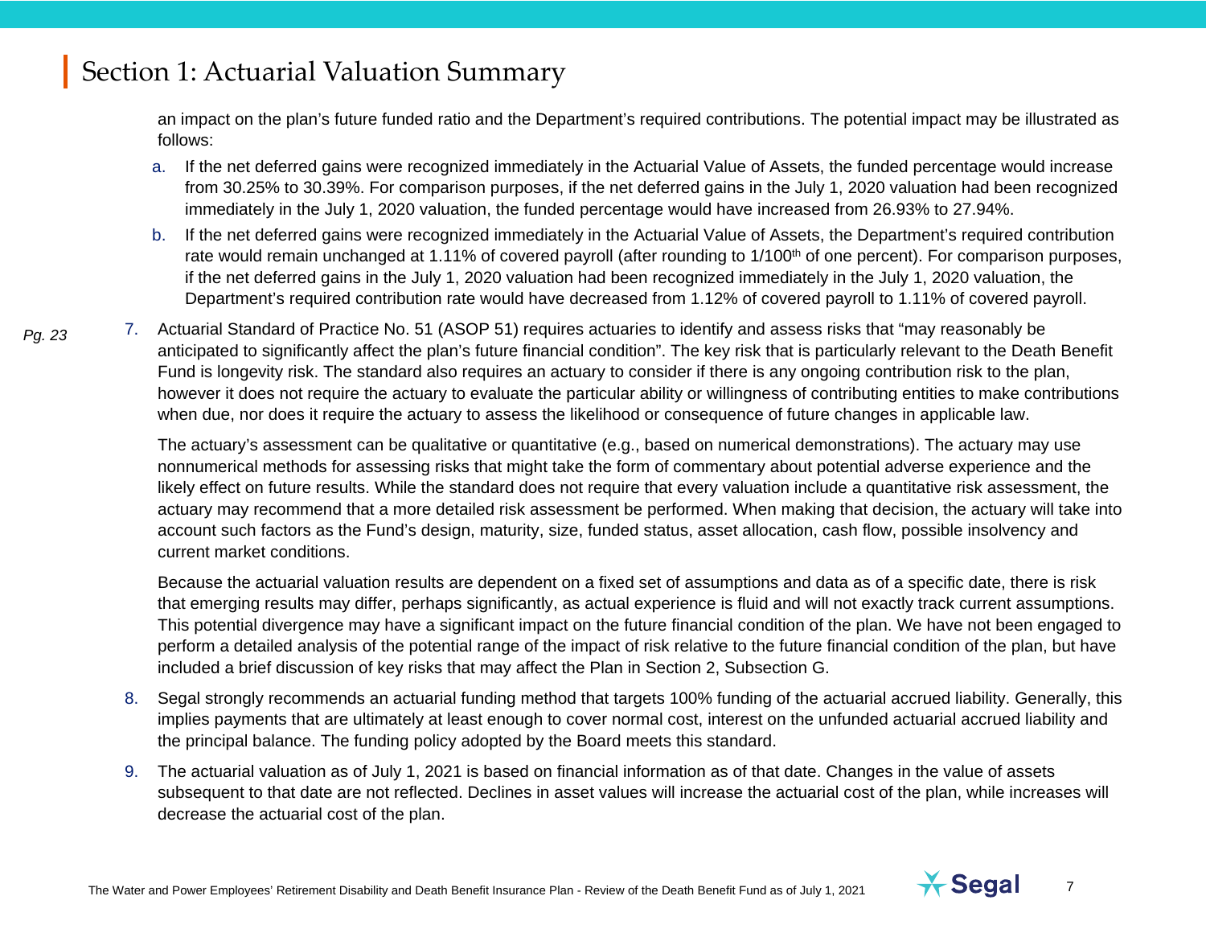## Section 1: Actuarial Valuation Summary

an impact on the plan's future funded ratio and the Department's required contributions. The potential impact may be illustrated as follows:

a. If the net deferred gains were recognized immediately in the Actuarial Value of Assets, the funded percentage would increase from 30.25% to 30.39%. For comparison purposes, if the net deferred gains in the July 1, 2020 valuation had been recognized immediately in the July 1, 2020 valuation, the funded percentage would have increased from 26.93% to 27.94%.

b. If the net deferred gains were recognized immediately in the Actuarial Value of Assets, the Department's required contribution rate would remain unchanged at 1.11% of covered payroll (after rounding to 1/100th of one percent). For comparison purposes, if the net deferred gains in the July 1, 2020 valuation had been recognized immediately in the July 1, 2020 valuation, the Department's required contribution rate would have decreased from 1.12% of covered payroll to 1.11% of covered payroll.

*Pg. 23*

7. Actuarial Standard of Practice No. 51 (ASOP 51) requires actuaries to identify and assess risks that "may reasonably be anticipated to significantly affect the plan's future financial condition". The key risk that is particularly relevant to the Death Benefit Fund is longevity risk. The standard also requires an actuary to consider if there is any ongoing contribution risk to the plan, however it does not require the actuary to evaluate the particular ability or willingness of contributing entities to make contributions when due, nor does it require the actuary to assess the likelihood or consequence of future changes in applicable law.

   The actuary's assessment can be qualitative or quantitative (e.g., based on numerical demonstrations). The actuary may use nonnumerical methods for assessing risks that might take the form of commentary about potential adverse experience and the likely effect on future results. While the standard does not require that every valuation include a quantitative risk assessment, the actuary may recommend that a more detailed risk assessment be performed. When making that decision, the actuary will take into account such factors as the Fund's design, maturity, size, funded status, asset allocation, cash flow, possible insolvency and current market conditions.

   Because the actuarial valuation results are dependent on a fixed set of assumptions and data as of a specific date, there is risk that emerging results may differ, perhaps significantly, as actual experience is fluid and will not exactly track current assumptions. This potential divergence may have a significant impact on the future financial condition of the plan. We have not been engaged to perform a detailed analysis of the potential range of the impact of risk relative to the future financial condition of the plan, but have included a brief discussion of key risks that may affect the Plan in Section 2, Subsection G.

8. Segal strongly recommends an actuarial funding method that targets 100% funding of the actuarial accrued liability. Generally, this implies payments that are ultimately at least enough to cover normal cost, interest on the unfunded actuarial accrued liability and the principal balance. The funding policy adopted by the Board meets this standard.

9. The actuarial valuation as of July 1, 2021 is based on financial information as of that date. Changes in the value of assets subsequent to that date are not reflected. Declines in asset values will increase the actuarial cost of the plan, while increases will decrease the actuarial cost of the plan.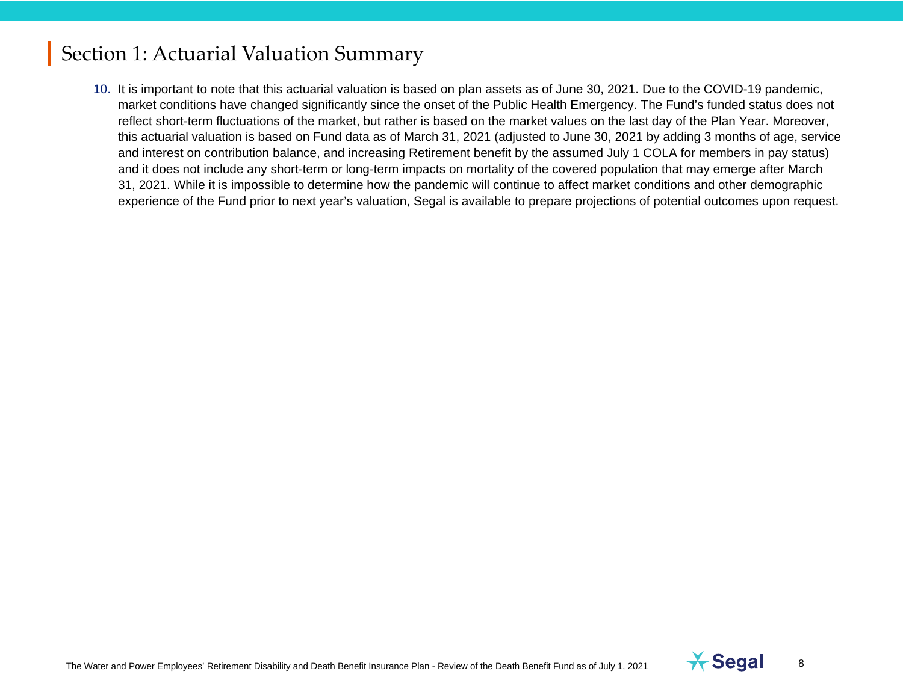# Section 1: Actuarial Valuation Summary

10. It is important to note that this actuarial valuation is based on plan assets as of June 30, 2021. Due to the COVID-19 pandemic, market conditions have changed significantly since the onset of the Public Health Emergency. The Fund's funded status does not reflect short-term fluctuations of the market, but rather is based on the market values on the last day of the Plan Year. Moreover, this actuarial valuation is based on Fund data as of March 31, 2021 (adjusted to June 30, 2021 by adding 3 months of age, service and interest on contribution balance, and increasing Retirement benefit by the assumed July 1 COLA for members in pay status) and it does not include any short-term or long-term impacts on mortality of the covered population that may emerge after March 31, 2021. While it is impossible to determine how the pandemic will continue to affect market conditions and other demographic experience of the Fund prior to next year's valuation, Segal is available to prepare projections of potential outcomes upon request.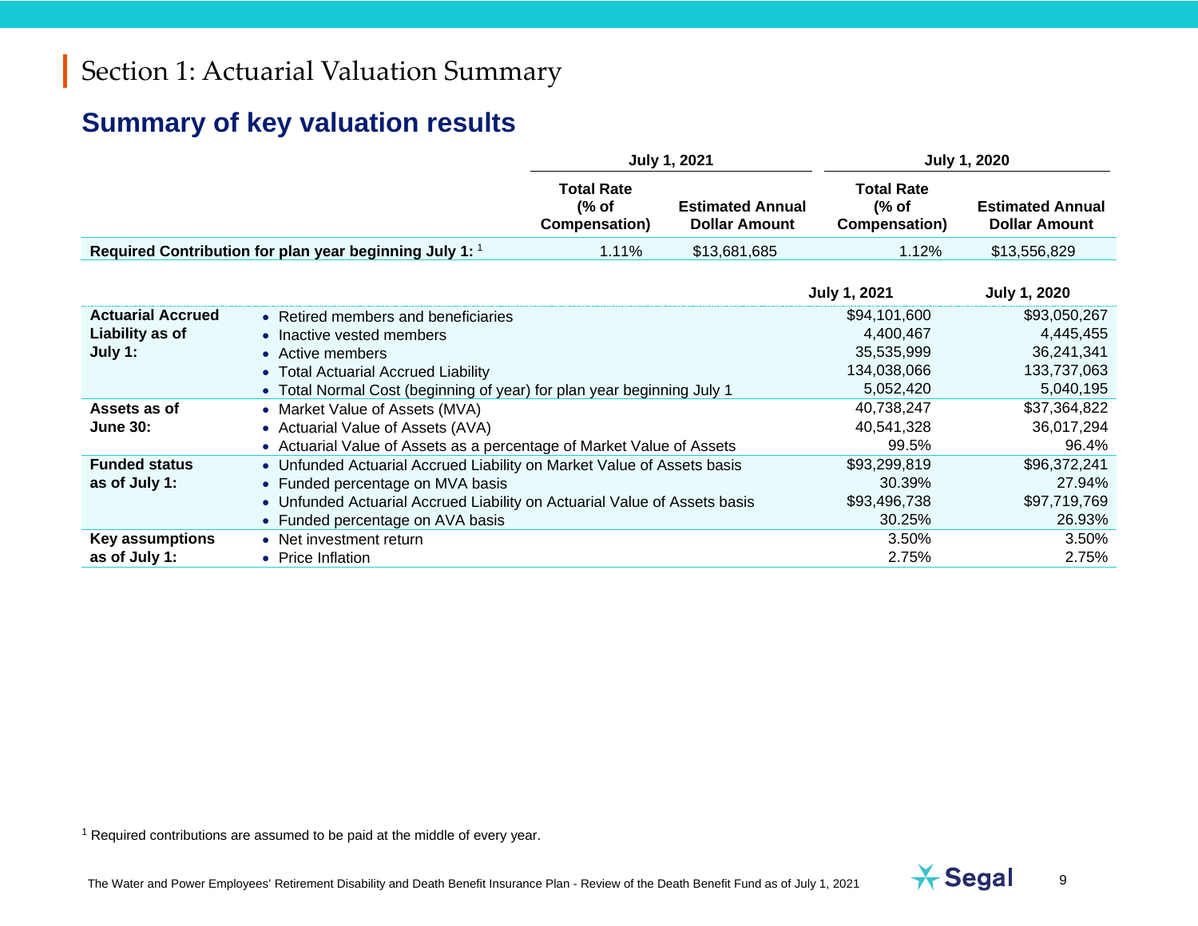# Section 1: Actuarial Valuation Summary

## Summary of key valuation results

| | July 1, 2021 | | July 1, 2020 | |
|---|---|---|---|---|
| | Total Rate (% of Compensation) | Estimated Annual Dollar Amount | Total Rate (% of Compensation) | Estimated Annual Dollar Amount |
| **Required Contribution for plan year beginning July 1:** [1] | 1.11% | $13,681,685 | 1.12% | $13,556,829 |

| | | July 1, 2021 | July 1, 2020 |
|---|---|---|---|
| **Actuarial Accrued Liability as of July 1:** | • Retired members and beneficiaries | $94,101,600 | $93,050,267 |
| | • Inactive vested members | 4,400,467 | 4,445,455 |
| | • Active members | 35,535,999 | 36,241,341 |
| | • Total Actuarial Accrued Liability | 134,038,066 | 133,737,063 |
| | • Total Normal Cost (beginning of year) for plan year beginning July 1 | 5,052,420 | 5,040,195 |
| **Assets as of June 30:** | • Market Value of Assets (MVA) | 40,738,247 | $37,364,822 |
| | • Actuarial Value of Assets (AVA) | 40,541,328 | 36,017,294 |
| | • Actuarial Value of Assets as a percentage of Market Value of Assets | 99.5% | 96.4% |
| **Funded status as of July 1:** | • Unfunded Actuarial Accrued Liability on Market Value of Assets basis | $93,299,819 | $96,372,241 |
| | • Funded percentage on MVA basis | 30.39% | 27.94% |
| | • Unfunded Actuarial Accrued Liability on Actuarial Value of Assets basis | $93,496,738 | $97,719,769 |
| | • Funded percentage on AVA basis | 30.25% | 26.93% |
| **Key assumptions as of July 1:** | • Net investment return | 3.50% | 3.50% |
| | • Price Inflation | 2.75% | 2.75% |

[1] Required contributions are assumed to be paid at the middle of every year.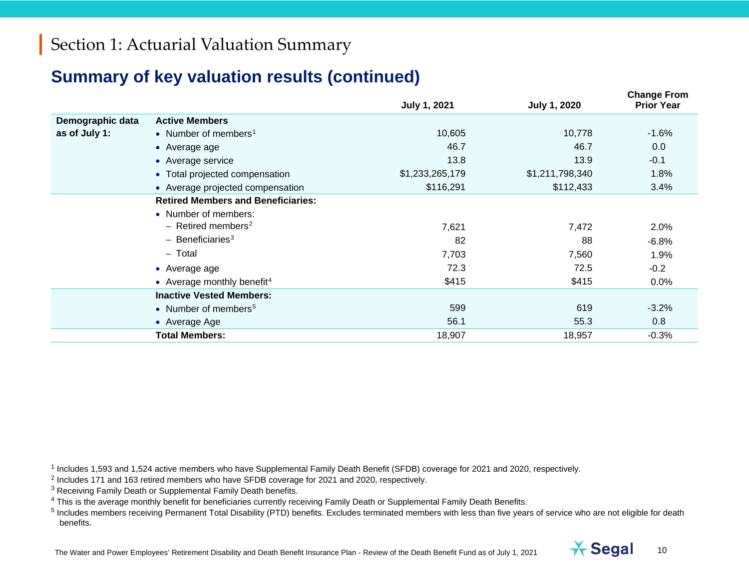# Section 1: Actuarial Valuation Summary

## Summary of key valuation results (continued)

| | | July 1, 2021 | July 1, 2020 | Change From Prior Year |
|---|---|---|---|---|
| **Demographic data as of July 1:** | **Active Members** | | | |
| | • Number of members[1] | 10,605 | 10,778 | -1.6% |
| | • Average age | 46.7 | 46.7 | 0.0 |
| | • Average service | 13.8 | 13.9 | -0.1 |
| | • Total projected compensation | $1,233,265,179 | $1,211,798,340 | 1.8% |
| | • Average projected compensation | $116,291 | $112,433 | 3.4% |
| | **Retired Members and Beneficiaries:** | | | |
| | • Number of members: | | | |
| | – Retired members[2] | 7,621 | 7,472 | 2.0% |
| | – Beneficiaries[3] | 82 | 88 | -6.8% |
| | – Total | 7,703 | 7,560 | 1.9% |
| | • Average age | 72.3 | 72.5 | -0.2 |
| | • Average monthly benefit[4] | $415 | $415 | 0.0% |
| | **Inactive Vested Members:** | | | |
| | • Number of members[5] | 599 | 619 | -3.2% |
| | • Average Age | 56.1 | 55.3 | 0.8 |
| | **Total Members:** | 18,907 | 18,957 | -0.3% |

[1] Includes 1,593 and 1,524 active members who have Supplemental Family Death Benefit (SFDB) coverage for 2021 and 2020, respectively.

[2] Includes 171 and 163 retired members who have SFDB coverage for 2021 and 2020, respectively.

[3] Receiving Family Death or Supplemental Family Death benefits.

[4] This is the average monthly benefit for beneficiaries currently receiving Family Death or Supplemental Family Death Benefits.

[5] Includes members receiving Permanent Total Disability (PTD) benefits. Excludes terminated members with less than five years of service who are not eligible for death benefits.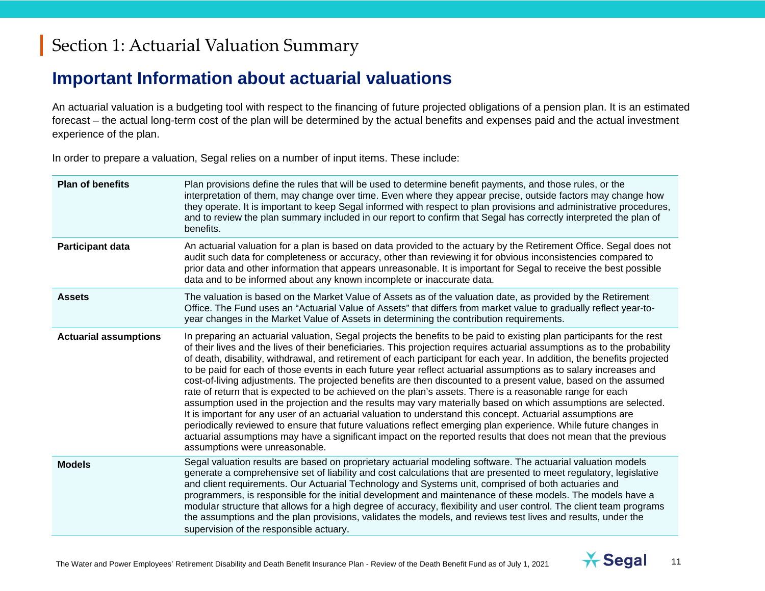# Section 1: Actuarial Valuation Summary

## Important Information about actuarial valuations

An actuarial valuation is a budgeting tool with respect to the financing of future projected obligations of a pension plan. It is an estimated forecast – the actual long-term cost of the plan will be determined by the actual benefits and expenses paid and the actual investment experience of the plan.

In order to prepare a valuation, Segal relies on a number of input items. These include:

| | |
|---|---|
| **Plan of benefits** | Plan provisions define the rules that will be used to determine benefit payments, and those rules, or the interpretation of them, may change over time. Even where they appear precise, outside factors may change how they operate. It is important to keep Segal informed with respect to plan provisions and administrative procedures, and to review the plan summary included in our report to confirm that Segal has correctly interpreted the plan of benefits. |
| **Participant data** | An actuarial valuation for a plan is based on data provided to the actuary by the Retirement Office. Segal does not audit such data for completeness or accuracy, other than reviewing it for obvious inconsistencies compared to prior data and other information that appears unreasonable. It is important for Segal to receive the best possible data and to be informed about any known incomplete or inaccurate data. |
| **Assets** | The valuation is based on the Market Value of Assets as of the valuation date, as provided by the Retirement Office. The Fund uses an "Actuarial Value of Assets" that differs from market value to gradually reflect year-to-year changes in the Market Value of Assets in determining the contribution requirements. |
| **Actuarial assumptions** | In preparing an actuarial valuation, Segal projects the benefits to be paid to existing plan participants for the rest of their lives and the lives of their beneficiaries. This projection requires actuarial assumptions as to the probability of death, disability, withdrawal, and retirement of each participant for each year. In addition, the benefits projected to be paid for each of those events in each future year reflect actuarial assumptions as to salary increases and cost-of-living adjustments. The projected benefits are then discounted to a present value, based on the assumed rate of return that is expected to be achieved on the plan's assets. There is a reasonable range for each assumption used in the projection and the results may vary materially based on which assumptions are selected. It is important for any user of an actuarial valuation to understand this concept. Actuarial assumptions are periodically reviewed to ensure that future valuations reflect emerging plan experience. While future changes in actuarial assumptions may have a significant impact on the reported results that does not mean that the previous assumptions were unreasonable. |
| **Models** | Segal valuation results are based on proprietary actuarial modeling software. The actuarial valuation models generate a comprehensive set of liability and cost calculations that are presented to meet regulatory, legislative and client requirements. Our Actuarial Technology and Systems unit, comprised of both actuaries and programmers, is responsible for the initial development and maintenance of these models. The models have a modular structure that allows for a high degree of accuracy, flexibility and user control. The client team programs the assumptions and the plan provisions, validates the models, and reviews test lives and results, under the supervision of the responsible actuary. |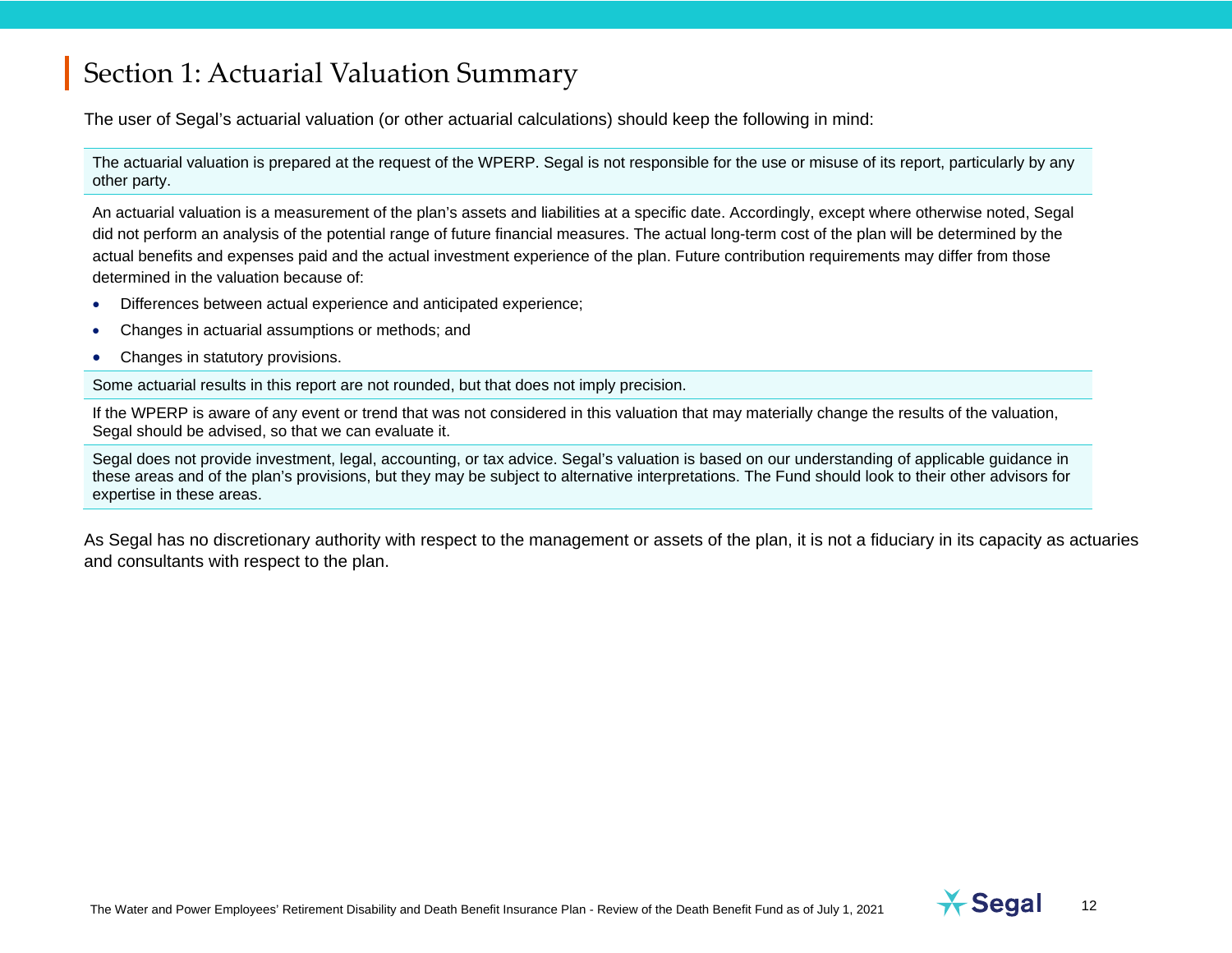# Section 1: Actuarial Valuation Summary

The user of Segal's actuarial valuation (or other actuarial calculations) should keep the following in mind:

The actuarial valuation is prepared at the request of the WPERP. Segal is not responsible for the use or misuse of its report, particularly by any other party.

An actuarial valuation is a measurement of the plan's assets and liabilities at a specific date. Accordingly, except where otherwise noted, Segal did not perform an analysis of the potential range of future financial measures. The actual long-term cost of the plan will be determined by the actual benefits and expenses paid and the actual investment experience of the plan. Future contribution requirements may differ from those determined in the valuation because of:

- Differences between actual experience and anticipated experience;
- Changes in actuarial assumptions or methods; and
- Changes in statutory provisions.

Some actuarial results in this report are not rounded, but that does not imply precision.

If the WPERP is aware of any event or trend that was not considered in this valuation that may materially change the results of the valuation, Segal should be advised, so that we can evaluate it.

Segal does not provide investment, legal, accounting, or tax advice. Segal's valuation is based on our understanding of applicable guidance in these areas and of the plan's provisions, but they may be subject to alternative interpretations. The Fund should look to their other advisors for expertise in these areas.

As Segal has no discretionary authority with respect to the management or assets of the plan, it is not a fiduciary in its capacity as actuaries and consultants with respect to the plan.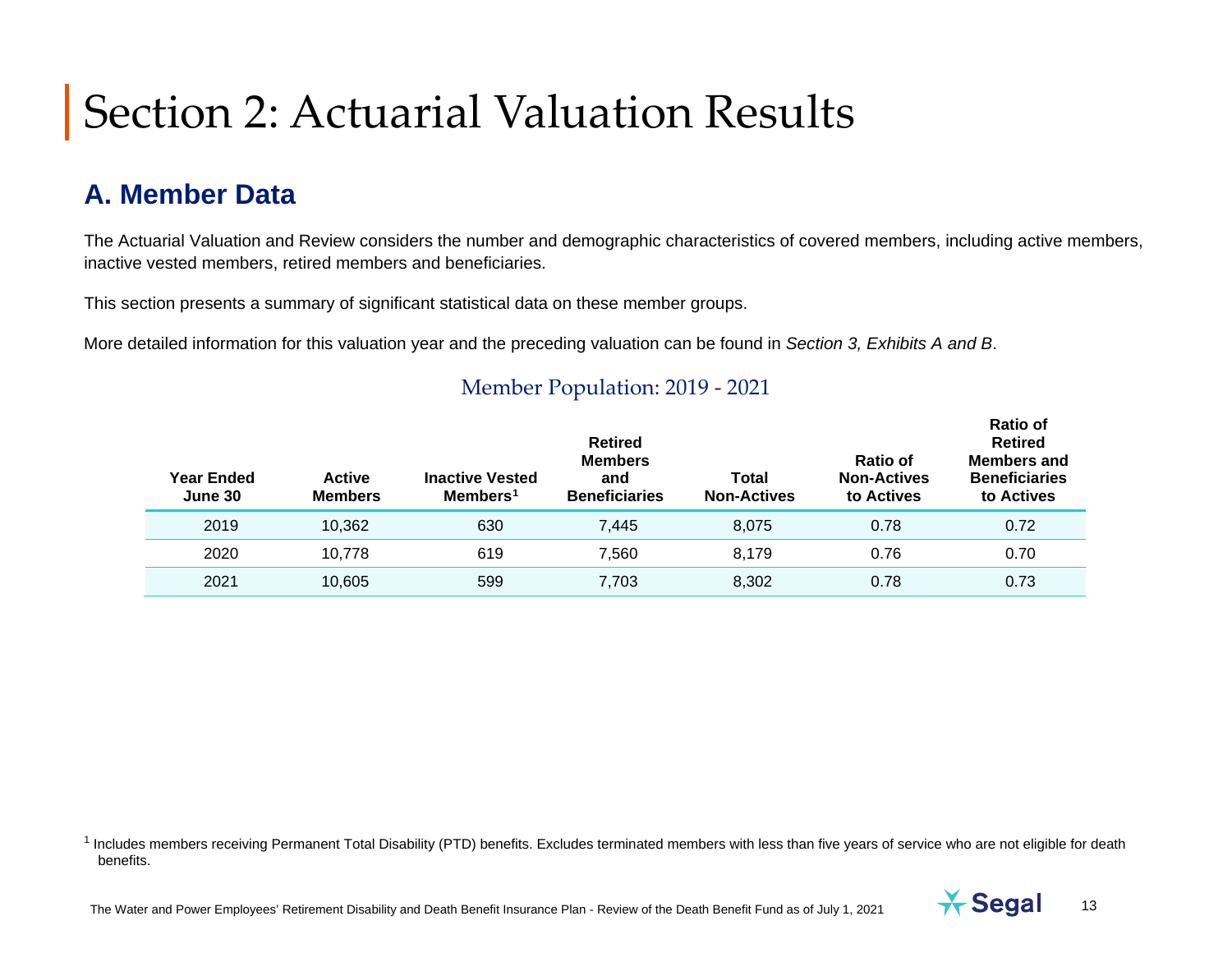# Section 2: Actuarial Valuation Results

## A. Member Data

The Actuarial Valuation and Review considers the number and demographic characteristics of covered members, including active members, inactive vested members, retired members and beneficiaries.

This section presents a summary of significant statistical data on these member groups.

More detailed information for this valuation year and the preceding valuation can be found in *Section 3, Exhibits A and B*.

### Member Population: 2019 - 2021

| Year Ended June 30 | Active Members | Inactive Vested Members[1] | Retired Members and Beneficiaries | Total Non-Actives | Ratio of Non-Actives to Actives | Ratio of Retired Members and Beneficiaries to Actives |
|---|---|---|---|---|---|---|
| 2019 | 10,362 | 630 | 7,445 | 8,075 | 0.78 | 0.72 |
| 2020 | 10,778 | 619 | 7,560 | 8,179 | 0.76 | 0.70 |
| 2021 | 10,605 | 599 | 7,703 | 8,302 | 0.78 | 0.73 |

[1] Includes members receiving Permanent Total Disability (PTD) benefits. Excludes terminated members with less than five years of service who are not eligible for death benefits.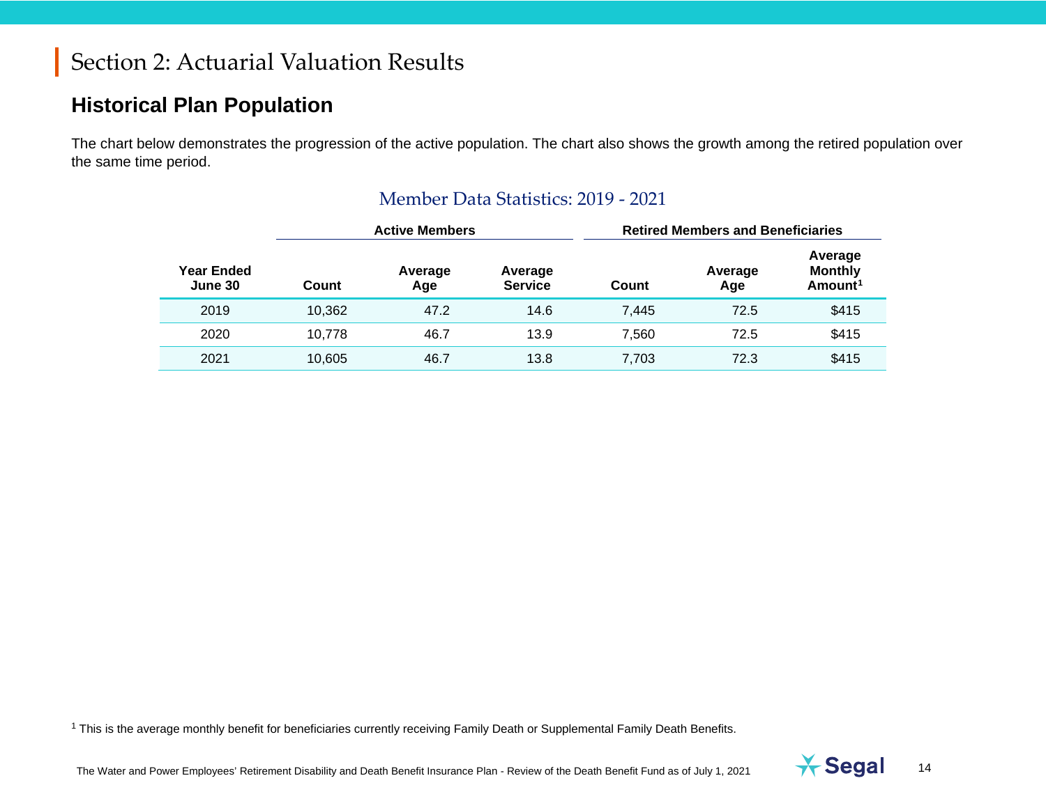# Section 2: Actuarial Valuation Results

## Historical Plan Population

The chart below demonstrates the progression of the active population. The chart also shows the growth among the retired population over the same time period.

### Member Data Statistics: 2019 - 2021

| | Active Members | | | Retired Members and Beneficiaries | | |
|---|---|---|---|---|---|---|
| **Year Ended June 30** | **Count** | **Average Age** | **Average Service** | **Count** | **Average Age** | **Average Monthly Amount[1]** |
| 2019 | 10,362 | 47.2 | 14.6 | 7,445 | 72.5 | $415 |
| 2020 | 10,778 | 46.7 | 13.9 | 7,560 | 72.5 | $415 |
| 2021 | 10,605 | 46.7 | 13.8 | 7,703 | 72.3 | $415 |

[1] This is the average monthly benefit for beneficiaries currently receiving Family Death or Supplemental Family Death Benefits.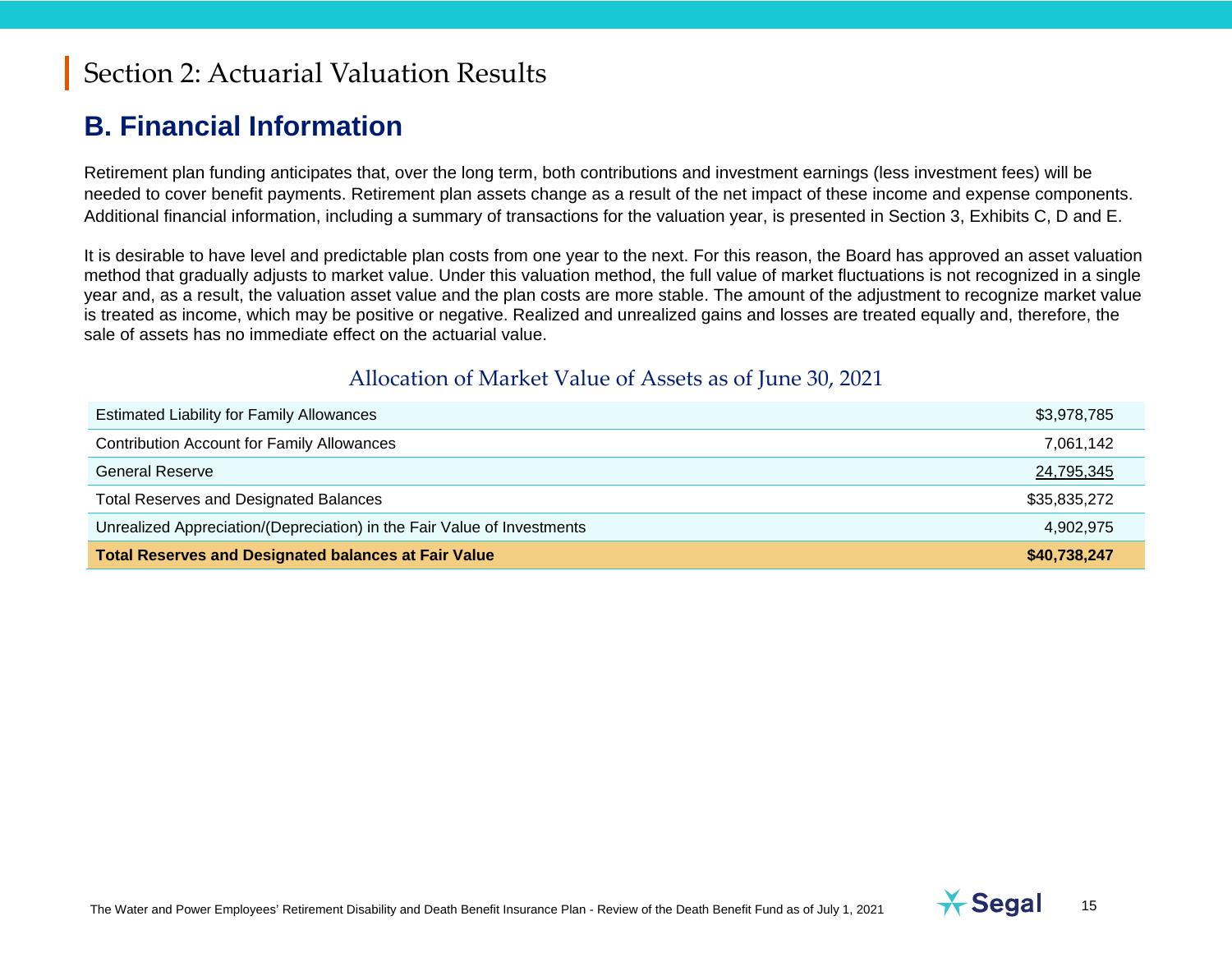# Section 2: Actuarial Valuation Results

## B. Financial Information

Retirement plan funding anticipates that, over the long term, both contributions and investment earnings (less investment fees) will be needed to cover benefit payments. Retirement plan assets change as a result of the net impact of these income and expense components. Additional financial information, including a summary of transactions for the valuation year, is presented in Section 3, Exhibits C, D and E.

It is desirable to have level and predictable plan costs from one year to the next. For this reason, the Board has approved an asset valuation method that gradually adjusts to market value. Under this valuation method, the full value of market fluctuations is not recognized in a single year and, as a result, the valuation asset value and the plan costs are more stable. The amount of the adjustment to recognize market value is treated as income, which may be positive or negative. Realized and unrealized gains and losses are treated equally and, therefore, the sale of assets has no immediate effect on the actuarial value.

### Allocation of Market Value of Assets as of June 30, 2021

| | |
|---|---:|
| Estimated Liability for Family Allowances | $3,978,785 |
| Contribution Account for Family Allowances | 7,061,142 |
| General Reserve | 24,795,345 |
| Total Reserves and Designated Balances | $35,835,272 |
| Unrealized Appreciation/(Depreciation) in the Fair Value of Investments | 4,902,975 |
| **Total Reserves and Designated balances at Fair Value** | **$40,738,247** |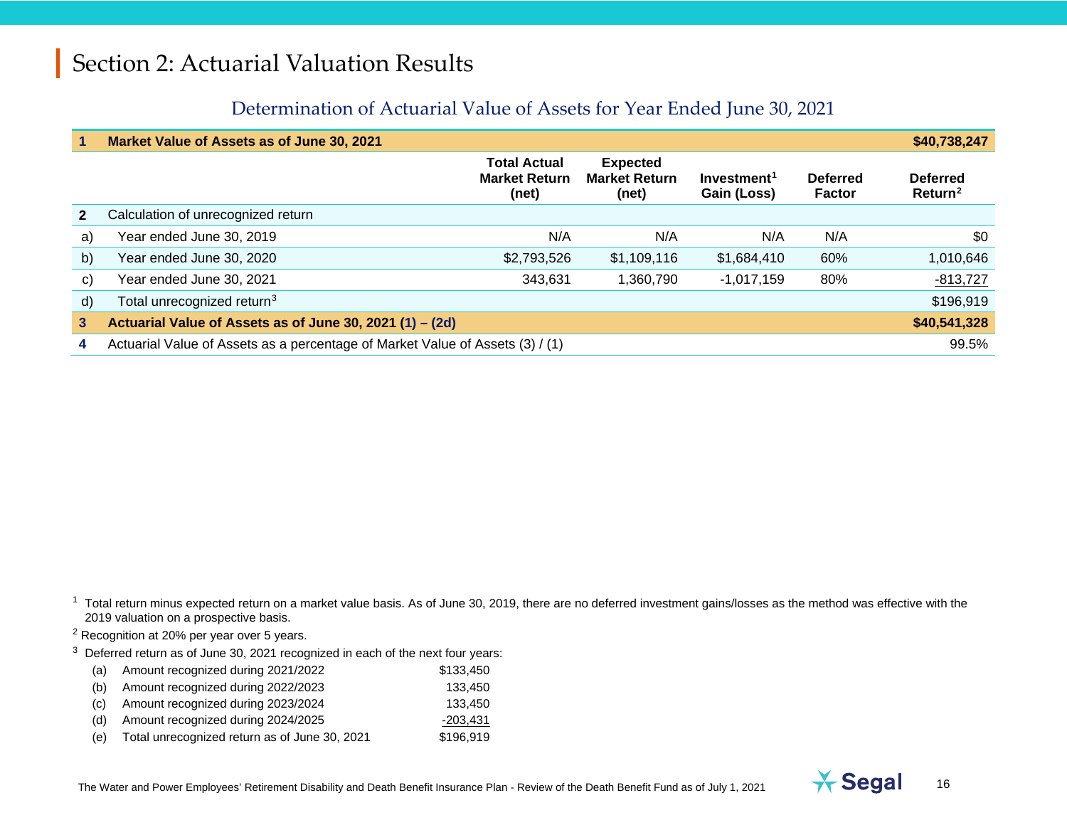# Section 2: Actuarial Valuation Results

## Determination of Actuarial Value of Assets for Year Ended June 30, 2021

| | | Total Actual Market Return (net) | Expected Market Return (net) | Investment[1] Gain (Loss) | Deferred Factor | Deferred Return[2] |
|---|---|---|---|---|---|---|
| **1** | **Market Value of Assets as of June 30, 2021** | | | | | **$40,738,247** |
| **2** | Calculation of unrecognized return | | | | | |
| a) | Year ended June 30, 2019 | N/A | N/A | N/A | N/A | $0 |
| b) | Year ended June 30, 2020 | $2,793,526 | $1,109,116 | $1,684,410 | 60% | 1,010,646 |
| c) | Year ended June 30, 2021 | 343,631 | 1,360,790 | -1,017,159 | 80% | -813,727 |
| d) | Total unrecognized return[3] | | | | | $196,919 |
| **3** | **Actuarial Value of Assets as of June 30, 2021 (1) – (2d)** | | | | | **$40,541,328** |
| **4** | Actuarial Value of Assets as a percentage of Market Value of Assets (3) / (1) | | | | | 99.5% |

[1] Total return minus expected return on a market value basis. As of June 30, 2019, there are no deferred investment gains/losses as the method was effective with the 2019 valuation on a prospective basis.

[2] Recognition at 20% per year over 5 years.

[3] Deferred return as of June 30, 2021 recognized in each of the next four years:

| | | |
|---|---|---|
| (a) | Amount recognized during 2021/2022 | $133,450 |
| (b) | Amount recognized during 2022/2023 | 133,450 |
| (c) | Amount recognized during 2023/2024 | 133,450 |
| (d) | Amount recognized during 2024/2025 | -203,431 |
| (e) | Total unrecognized return as of June 30, 2021 | $196,919 |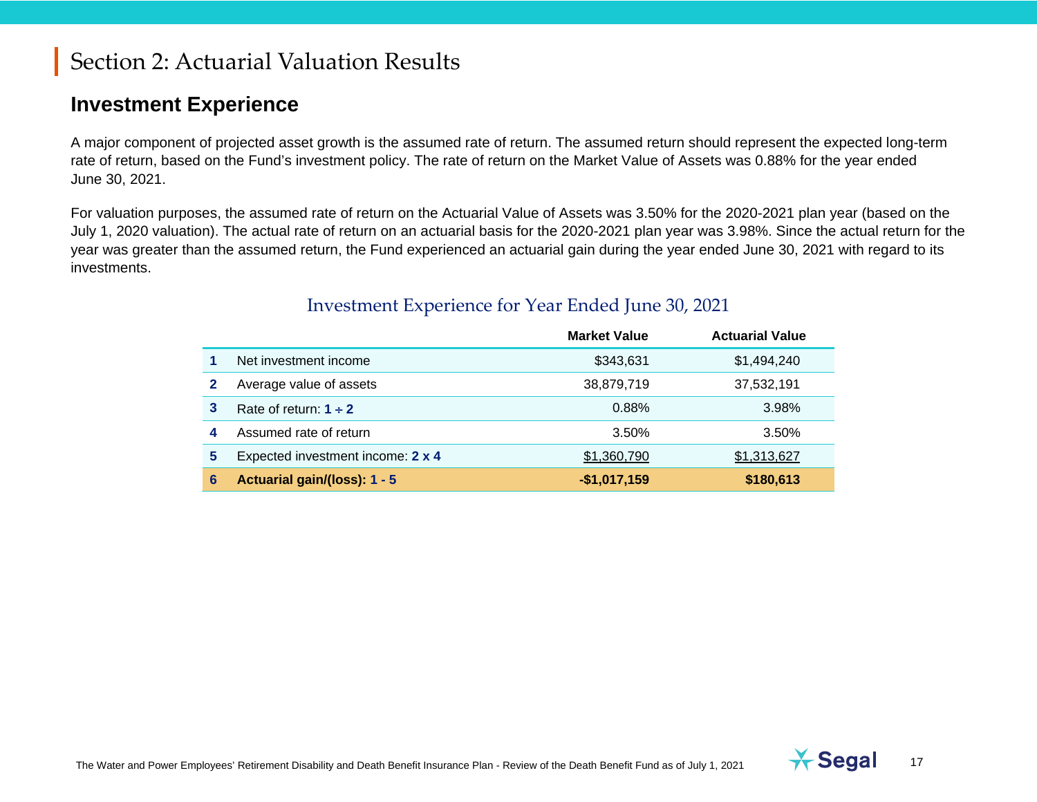# Section 2: Actuarial Valuation Results

## Investment Experience

A major component of projected asset growth is the assumed rate of return. The assumed return should represent the expected long-term rate of return, based on the Fund's investment policy. The rate of return on the Market Value of Assets was 0.88% for the year ended June 30, 2021.

For valuation purposes, the assumed rate of return on the Actuarial Value of Assets was 3.50% for the 2020-2021 plan year (based on the July 1, 2020 valuation). The actual rate of return on an actuarial basis for the 2020-2021 plan year was 3.98%. Since the actual return for the year was greater than the assumed return, the Fund experienced an actuarial gain during the year ended June 30, 2021 with regard to its investments.

### Investment Experience for Year Ended June 30, 2021

| | | Market Value | Actuarial Value |
|---|---|---|---|
| **1** | Net investment income | $343,631 | $1,494,240 |
| **2** | Average value of assets | 38,879,719 | 37,532,191 |
| **3** | Rate of return: **1 ÷ 2** | 0.88% | 3.98% |
| **4** | Assumed rate of return | 3.50% | 3.50% |
| **5** | Expected investment income: **2 x 4** | $1,360,790 | $1,313,627 |
| **6** | **Actuarial gain/(loss): 1 - 5** | **-$1,017,159** | **$180,613** |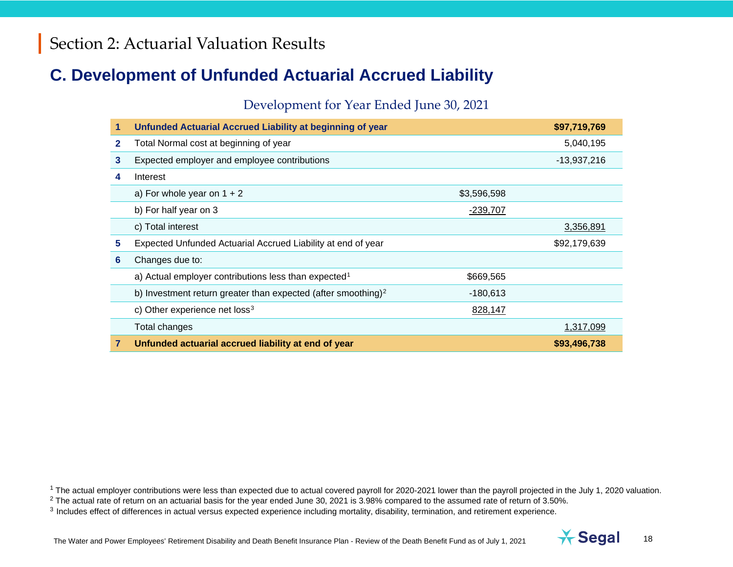# Section 2: Actuarial Valuation Results

## C. Development of Unfunded Actuarial Accrued Liability

### Development for Year Ended June 30, 2021

| | | | |
|---|---|---|---|
| **1** | **Unfunded Actuarial Accrued Liability at beginning of year** | | **$97,719,769** |
| **2** | Total Normal cost at beginning of year | | 5,040,195 |
| **3** | Expected employer and employee contributions | | -13,937,216 |
| **4** | Interest | | |
| | a) For whole year on 1 + 2 | $3,596,598 | |
| | b) For half year on 3 | -239,707 | |
| | c) Total interest | | 3,356,891 |
| **5** | Expected Unfunded Actuarial Accrued Liability at end of year | | $92,179,639 |
| **6** | Changes due to: | | |
| | a) Actual employer contributions less than expected[1] | $669,565 | |
| | b) Investment return greater than expected (after smoothing)[2] | -180,613 | |
| | c) Other experience net loss[3] | 828,147 | |
| | Total changes | | 1,317,099 |
| **7** | **Unfunded actuarial accrued liability at end of year** | | **$93,496,738** |

[1] The actual employer contributions were less than expected due to actual covered payroll for 2020-2021 lower than the payroll projected in the July 1, 2020 valuation.

[2] The actual rate of return on an actuarial basis for the year ended June 30, 2021 is 3.98% compared to the assumed rate of return of 3.50%.

[3] Includes effect of differences in actual versus expected experience including mortality, disability, termination, and retirement experience.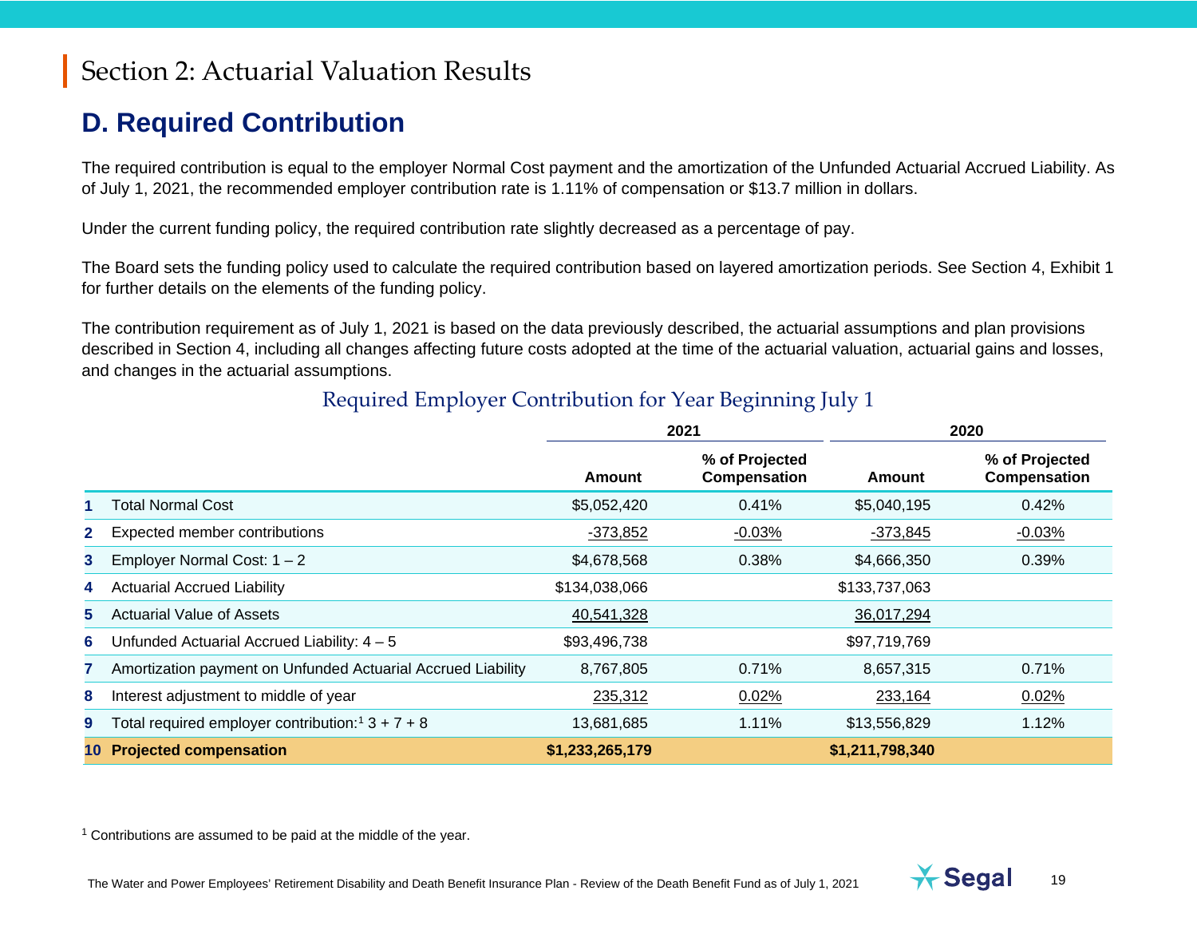# Section 2: Actuarial Valuation Results

## D. Required Contribution

The required contribution is equal to the employer Normal Cost payment and the amortization of the Unfunded Actuarial Accrued Liability. As of July 1, 2021, the recommended employer contribution rate is 1.11% of compensation or $13.7 million in dollars.

Under the current funding policy, the required contribution rate slightly decreased as a percentage of pay.

The Board sets the funding policy used to calculate the required contribution based on layered amortization periods. See Section 4, Exhibit 1 for further details on the elements of the funding policy.

The contribution requirement as of July 1, 2021 is based on the data previously described, the actuarial assumptions and plan provisions described in Section 4, including all changes affecting future costs adopted at the time of the actuarial valuation, actuarial gains and losses, and changes in the actuarial assumptions.

### Required Employer Contribution for Year Beginning July 1

| | | 2021 | | 2020 | |
|---|---|---|---|---|---|
| | | Amount | % of Projected Compensation | Amount | % of Projected Compensation |
| 1 | Total Normal Cost | $5,052,420 | 0.41% | $5,040,195 | 0.42% |
| 2 | Expected member contributions | -373,852 | -0.03% | -373,845 | -0.03% |
| 3 | Employer Normal Cost: 1 – 2 | $4,678,568 | 0.38% | $4,666,350 | 0.39% |
| 4 | Actuarial Accrued Liability | $134,038,066 | | $133,737,063 | |
| 5 | Actuarial Value of Assets | 40,541,328 | | 36,017,294 | |
| 6 | Unfunded Actuarial Accrued Liability: 4 – 5 | $93,496,738 | | $97,719,769 | |
| 7 | Amortization payment on Unfunded Actuarial Accrued Liability | 8,767,805 | 0.71% | 8,657,315 | 0.71% |
| 8 | Interest adjustment to middle of year | 235,312 | 0.02% | 233,164 | 0.02% |
| 9 | Total required employer contribution:[1] 3 + 7 + 8 | 13,681,685 | 1.11% | $13,556,829 | 1.12% |
| **10** | **Projected compensation** | **$1,233,265,179** | | **$1,211,798,340** | |

[1] Contributions are assumed to be paid at the middle of the year.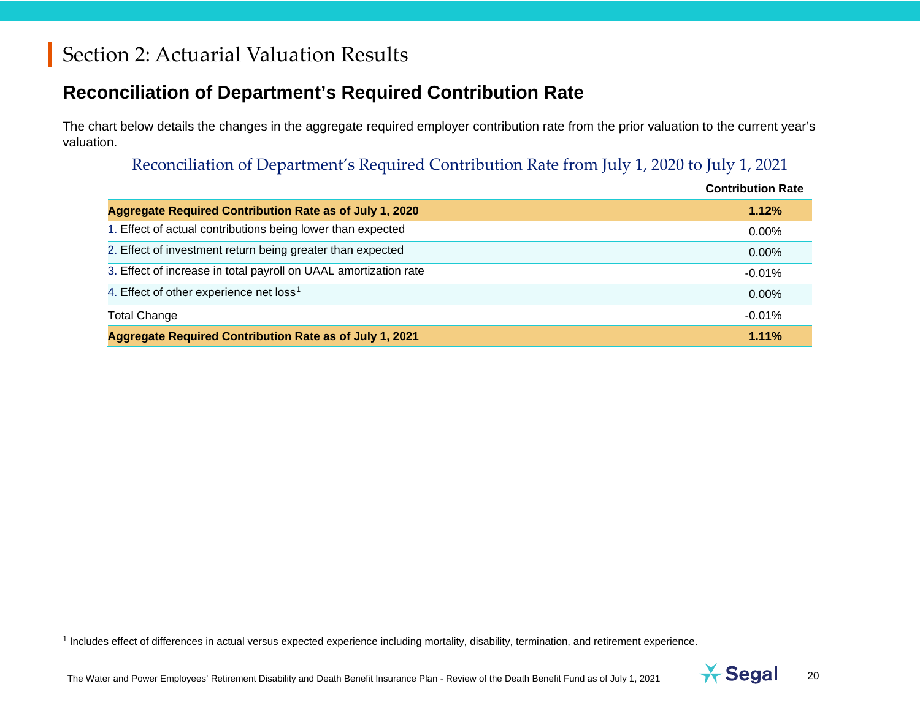# Section 2: Actuarial Valuation Results

## Reconciliation of Department's Required Contribution Rate

The chart below details the changes in the aggregate required employer contribution rate from the prior valuation to the current year's valuation.

### Reconciliation of Department's Required Contribution Rate from July 1, 2020 to July 1, 2021

| | Contribution Rate |
|---|---|
| **Aggregate Required Contribution Rate as of July 1, 2020** | **1.12%** |
| 1. Effect of actual contributions being lower than expected | 0.00% |
| 2. Effect of investment return being greater than expected | 0.00% |
| 3. Effect of increase in total payroll on UAAL amortization rate | -0.01% |
| 4. Effect of other experience net loss[1] | 0.00% |
| Total Change | -0.01% |
| **Aggregate Required Contribution Rate as of July 1, 2021** | **1.11%** |

[1] Includes effect of differences in actual versus expected experience including mortality, disability, termination, and retirement experience.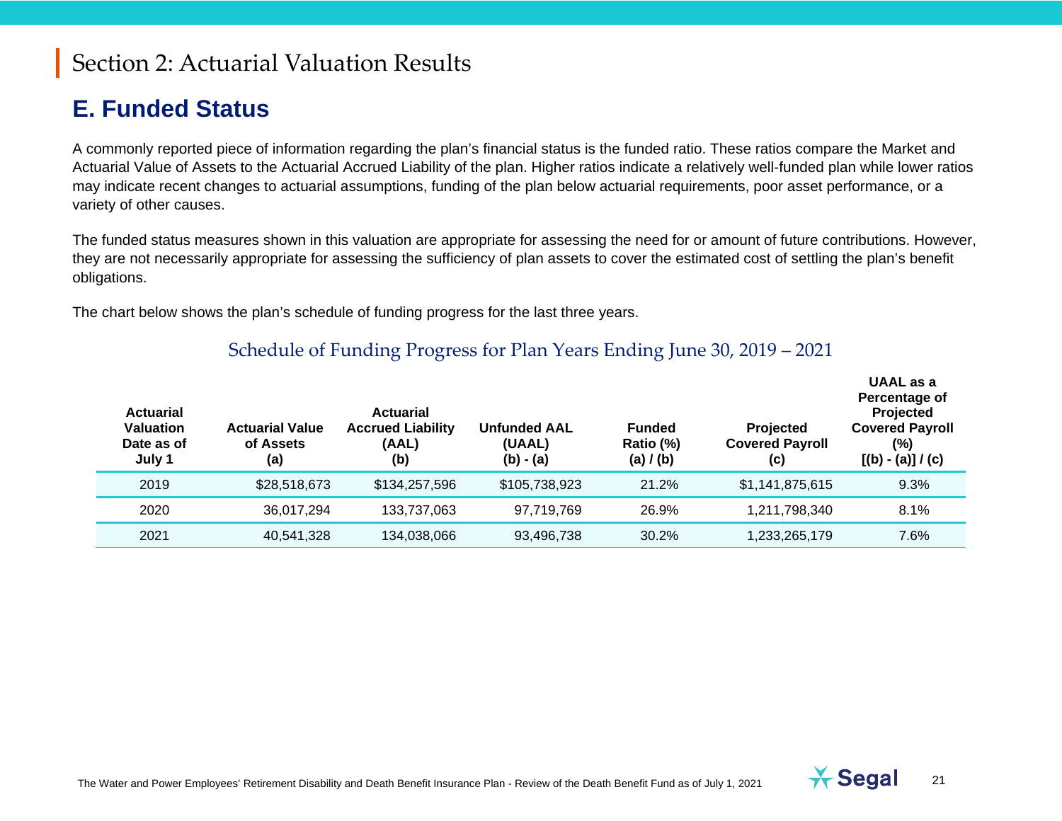# Section 2: Actuarial Valuation Results

## E. Funded Status

A commonly reported piece of information regarding the plan's financial status is the funded ratio. These ratios compare the Market and Actuarial Value of Assets to the Actuarial Accrued Liability of the plan. Higher ratios indicate a relatively well-funded plan while lower ratios may indicate recent changes to actuarial assumptions, funding of the plan below actuarial requirements, poor asset performance, or a variety of other causes.

The funded status measures shown in this valuation are appropriate for assessing the need for or amount of future contributions. However, they are not necessarily appropriate for assessing the sufficiency of plan assets to cover the estimated cost of settling the plan's benefit obligations.

The chart below shows the plan's schedule of funding progress for the last three years.

### Schedule of Funding Progress for Plan Years Ending June 30, 2019 – 2021

| Actuarial Valuation Date as of July 1 | Actuarial Value of Assets (a) | Actuarial Accrued Liability (AAL) (b) | Unfunded AAL (UAAL) (b) - (a) | Funded Ratio (%) (a) / (b) | Projected Covered Payroll (c) | UAAL as a Percentage of Projected Covered Payroll (%) [(b) - (a)] / (c) |
|---|---|---|---|---|---|---|
| 2019 | $28,518,673 | $134,257,596 | $105,738,923 | 21.2% | $1,141,875,615 | 9.3% |
| 2020 | 36,017,294 | 133,737,063 | 97,719,769 | 26.9% | 1,211,798,340 | 8.1% |
| 2021 | 40,541,328 | 134,038,066 | 93,496,738 | 30.2% | 1,233,265,179 | 7.6% |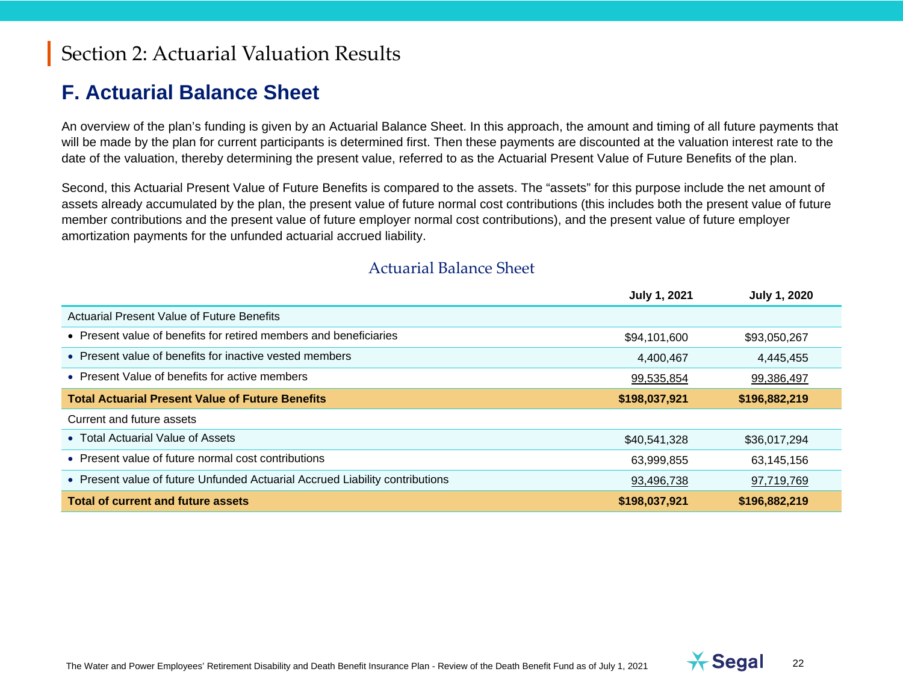# Section 2: Actuarial Valuation Results

## F. Actuarial Balance Sheet

An overview of the plan's funding is given by an Actuarial Balance Sheet. In this approach, the amount and timing of all future payments that will be made by the plan for current participants is determined first. Then these payments are discounted at the valuation interest rate to the date of the valuation, thereby determining the present value, referred to as the Actuarial Present Value of Future Benefits of the plan.

Second, this Actuarial Present Value of Future Benefits is compared to the assets. The "assets" for this purpose include the net amount of assets already accumulated by the plan, the present value of future normal cost contributions (this includes both the present value of future member contributions and the present value of future employer normal cost contributions), and the present value of future employer amortization payments for the unfunded actuarial accrued liability.

### Actuarial Balance Sheet

| | July 1, 2021 | July 1, 2020 |
|---|---|---|
| Actuarial Present Value of Future Benefits | | |
| • Present value of benefits for retired members and beneficiaries | $94,101,600 | $93,050,267 |
| • Present value of benefits for inactive vested members | 4,400,467 | 4,445,455 |
| • Present Value of benefits for active members | 99,535,854 | 99,386,497 |
| **Total Actuarial Present Value of Future Benefits** | **$198,037,921** | **$196,882,219** |
| Current and future assets | | |
| • Total Actuarial Value of Assets | $40,541,328 | $36,017,294 |
| • Present value of future normal cost contributions | 63,999,855 | 63,145,156 |
| • Present value of future Unfunded Actuarial Accrued Liability contributions | 93,496,738 | 97,719,769 |
| **Total of current and future assets** | **$198,037,921** | **$196,882,219** |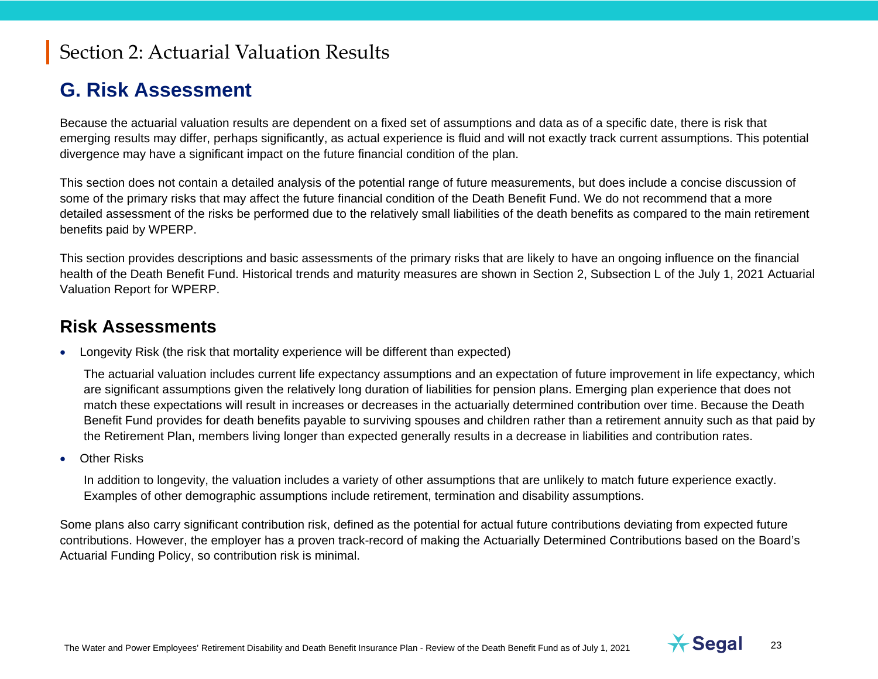# Section 2: Actuarial Valuation Results

## G. Risk Assessment

Because the actuarial valuation results are dependent on a fixed set of assumptions and data as of a specific date, there is risk that emerging results may differ, perhaps significantly, as actual experience is fluid and will not exactly track current assumptions. This potential divergence may have a significant impact on the future financial condition of the plan.

This section does not contain a detailed analysis of the potential range of future measurements, but does include a concise discussion of some of the primary risks that may affect the future financial condition of the Death Benefit Fund. We do not recommend that a more detailed assessment of the risks be performed due to the relatively small liabilities of the death benefits as compared to the main retirement benefits paid by WPERP.

This section provides descriptions and basic assessments of the primary risks that are likely to have an ongoing influence on the financial health of the Death Benefit Fund. Historical trends and maturity measures are shown in Section 2, Subsection L of the July 1, 2021 Actuarial Valuation Report for WPERP.

### Risk Assessments

- Longevity Risk (the risk that mortality experience will be different than expected)

  The actuarial valuation includes current life expectancy assumptions and an expectation of future improvement in life expectancy, which are significant assumptions given the relatively long duration of liabilities for pension plans. Emerging plan experience that does not match these expectations will result in increases or decreases in the actuarially determined contribution over time. Because the Death Benefit Fund provides for death benefits payable to surviving spouses and children rather than a retirement annuity such as that paid by the Retirement Plan, members living longer than expected generally results in a decrease in liabilities and contribution rates.

- Other Risks

  In addition to longevity, the valuation includes a variety of other assumptions that are unlikely to match future experience exactly. Examples of other demographic assumptions include retirement, termination and disability assumptions.

Some plans also carry significant contribution risk, defined as the potential for actual future contributions deviating from expected future contributions. However, the employer has a proven track-record of making the Actuarially Determined Contributions based on the Board's Actuarial Funding Policy, so contribution risk is minimal.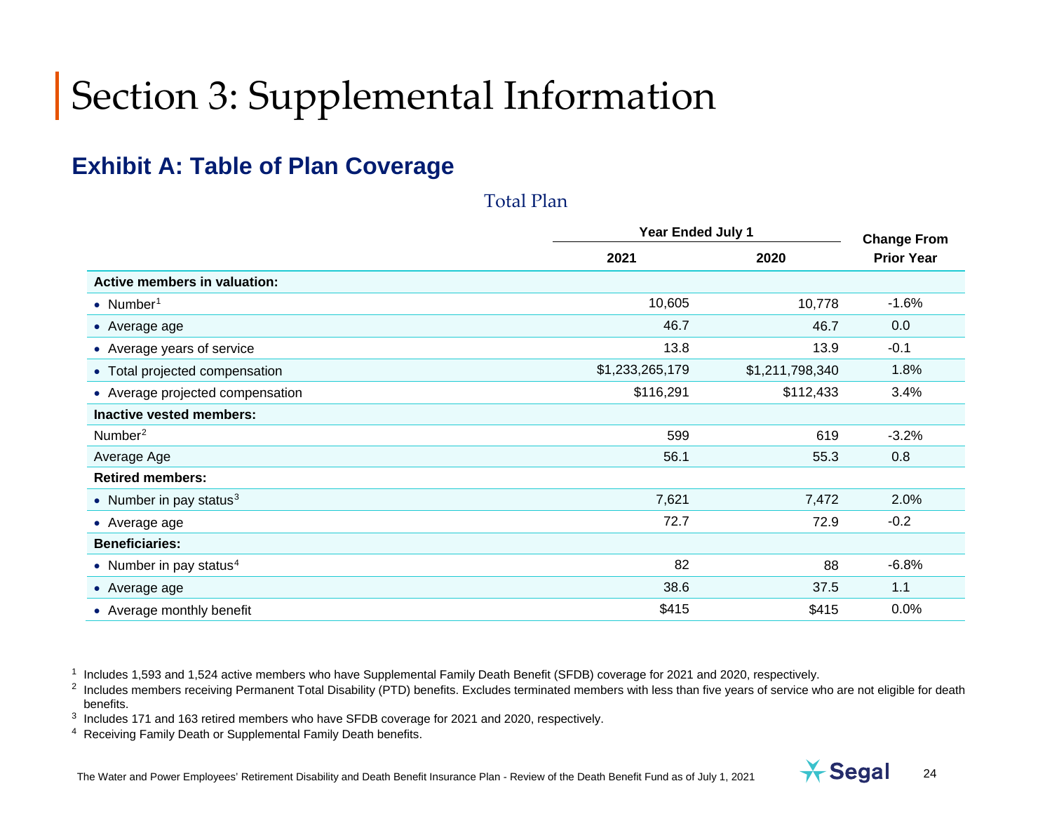# Section 3: Supplemental Information

## Exhibit A: Table of Plan Coverage

### Total Plan

| | Year Ended July 1 | | Change From |
|---|---|---|---|
| | 2021 | 2020 | Prior Year |
| **Active members in valuation:** | | | |
| • Number[1] | 10,605 | 10,778 | -1.6% |
| • Average age | 46.7 | 46.7 | 0.0 |
| • Average years of service | 13.8 | 13.9 | -0.1 |
| • Total projected compensation | $1,233,265,179 | $1,211,798,340 | 1.8% |
| • Average projected compensation | $116,291 | $112,433 | 3.4% |
| **Inactive vested members:** | | | |
| Number[2] | 599 | 619 | -3.2% |
| Average Age | 56.1 | 55.3 | 0.8 |
| **Retired members:** | | | |
| • Number in pay status[3] | 7,621 | 7,472 | 2.0% |
| • Average age | 72.7 | 72.9 | -0.2 |
| **Beneficiaries:** | | | |
| • Number in pay status[4] | 82 | 88 | -6.8% |
| • Average age | 38.6 | 37.5 | 1.1 |
| • Average monthly benefit | $415 | $415 | 0.0% |

[1] Includes 1,593 and 1,524 active members who have Supplemental Family Death Benefit (SFDB) coverage for 2021 and 2020, respectively.

[2] Includes members receiving Permanent Total Disability (PTD) benefits. Excludes terminated members with less than five years of service who are not eligible for death benefits.

[3] Includes 171 and 163 retired members who have SFDB coverage for 2021 and 2020, respectively.

[4] Receiving Family Death or Supplemental Family Death benefits.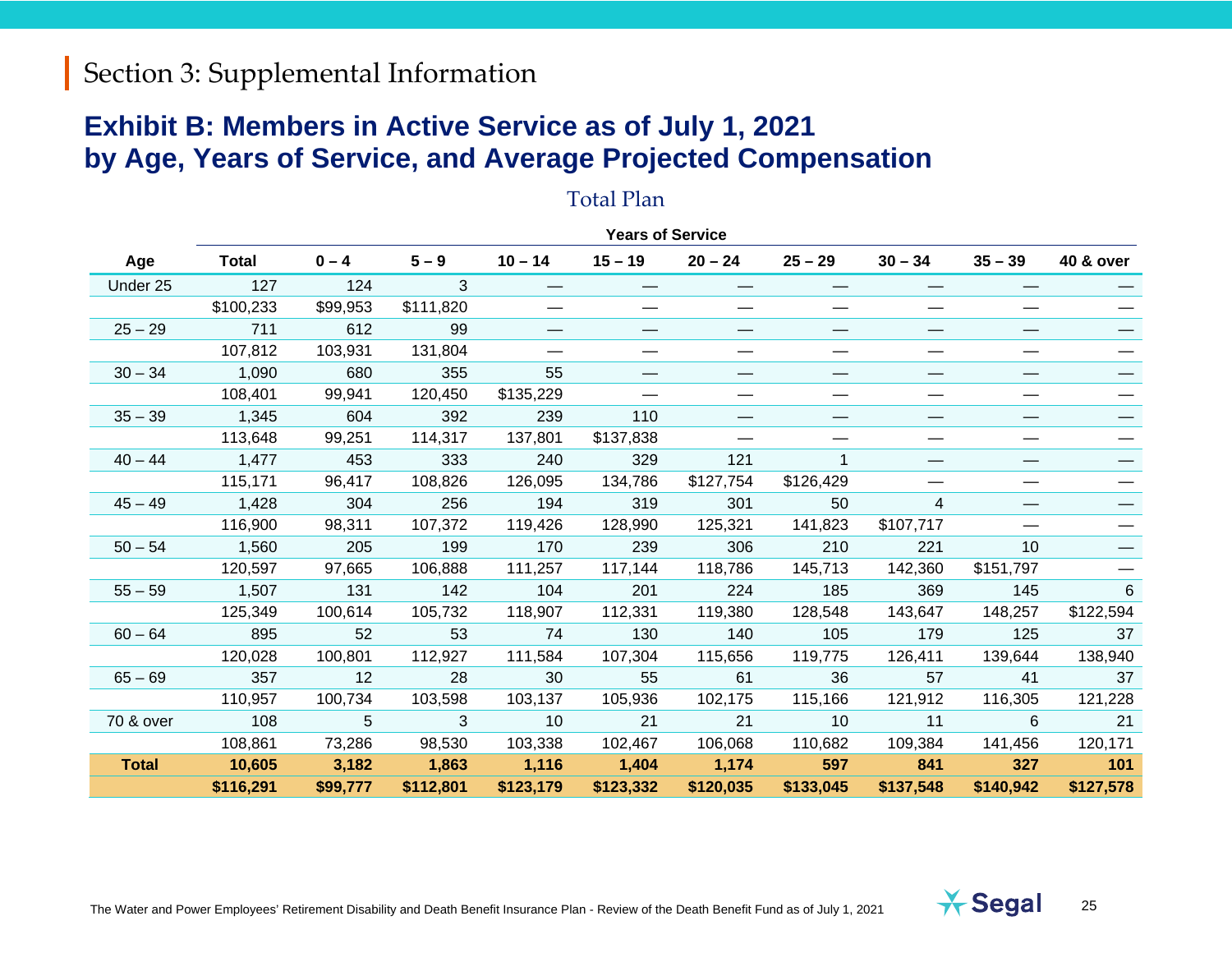# Section 3: Supplemental Information

## Exhibit B: Members in Active Service as of July 1, 2021 by Age, Years of Service, and Average Projected Compensation

### Total Plan

| | | Years of Service | | | | | | | | |
|---|---|---|---|---|---|---|---|---|---|---|
| **Age** | **Total** | **0 – 4** | **5 – 9** | **10 – 14** | **15 – 19** | **20 – 24** | **25 – 29** | **30 – 34** | **35 – 39** | **40 & over** |
| Under 25 | 127 | 124 | 3 | — | — | — | — | — | — | — |
| | $100,233 | $99,953 | $111,820 | — | — | — | — | — | — | — |
| 25 – 29 | 711 | 612 | 99 | — | — | — | — | — | — | — |
| | 107,812 | 103,931 | 131,804 | — | — | — | — | — | — | — |
| 30 – 34 | 1,090 | 680 | 355 | 55 | — | — | — | — | — | — |
| | 108,401 | 99,941 | 120,450 | $135,229 | — | — | — | — | — | — |
| 35 – 39 | 1,345 | 604 | 392 | 239 | 110 | — | — | — | — | — |
| | 113,648 | 99,251 | 114,317 | 137,801 | $137,838 | — | — | — | — | — |
| 40 – 44 | 1,477 | 453 | 333 | 240 | 329 | 121 | 1 | — | — | — |
| | 115,171 | 96,417 | 108,826 | 126,095 | 134,786 | $127,754 | $126,429 | — | — | — |
| 45 – 49 | 1,428 | 304 | 256 | 194 | 319 | 301 | 50 | 4 | — | — |
| | 116,900 | 98,311 | 107,372 | 119,426 | 128,990 | 125,321 | 141,823 | $107,717 | — | — |
| 50 – 54 | 1,560 | 205 | 199 | 170 | 239 | 306 | 210 | 221 | 10 | — |
| | 120,597 | 97,665 | 106,888 | 111,257 | 117,144 | 118,786 | 145,713 | 142,360 | $151,797 | — |
| 55 – 59 | 1,507 | 131 | 142 | 104 | 201 | 224 | 185 | 369 | 145 | 6 |
| | 125,349 | 100,614 | 105,732 | 118,907 | 112,331 | 119,380 | 128,548 | 143,647 | 148,257 | $122,594 |
| 60 – 64 | 895 | 52 | 53 | 74 | 130 | 140 | 105 | 179 | 125 | 37 |
| | 120,028 | 100,801 | 112,927 | 111,584 | 107,304 | 115,656 | 119,775 | 126,411 | 139,644 | 138,940 |
| 65 – 69 | 357 | 12 | 28 | 30 | 55 | 61 | 36 | 57 | 41 | 37 |
| | 110,957 | 100,734 | 103,598 | 103,137 | 105,936 | 102,175 | 115,166 | 121,912 | 116,305 | 121,228 |
| 70 & over | 108 | 5 | 3 | 10 | 21 | 21 | 10 | 11 | 6 | 21 |
| | 108,861 | 73,286 | 98,530 | 103,338 | 102,467 | 106,068 | 110,682 | 109,384 | 141,456 | 120,171 |
| **Total** | **10,605** | **3,182** | **1,863** | **1,116** | **1,404** | **1,174** | **597** | **841** | **327** | **101** |
| | **$116,291** | **$99,777** | **$112,801** | **$123,179** | **$123,332** | **$120,035** | **$133,045** | **$137,548** | **$140,942** | **$127,578** |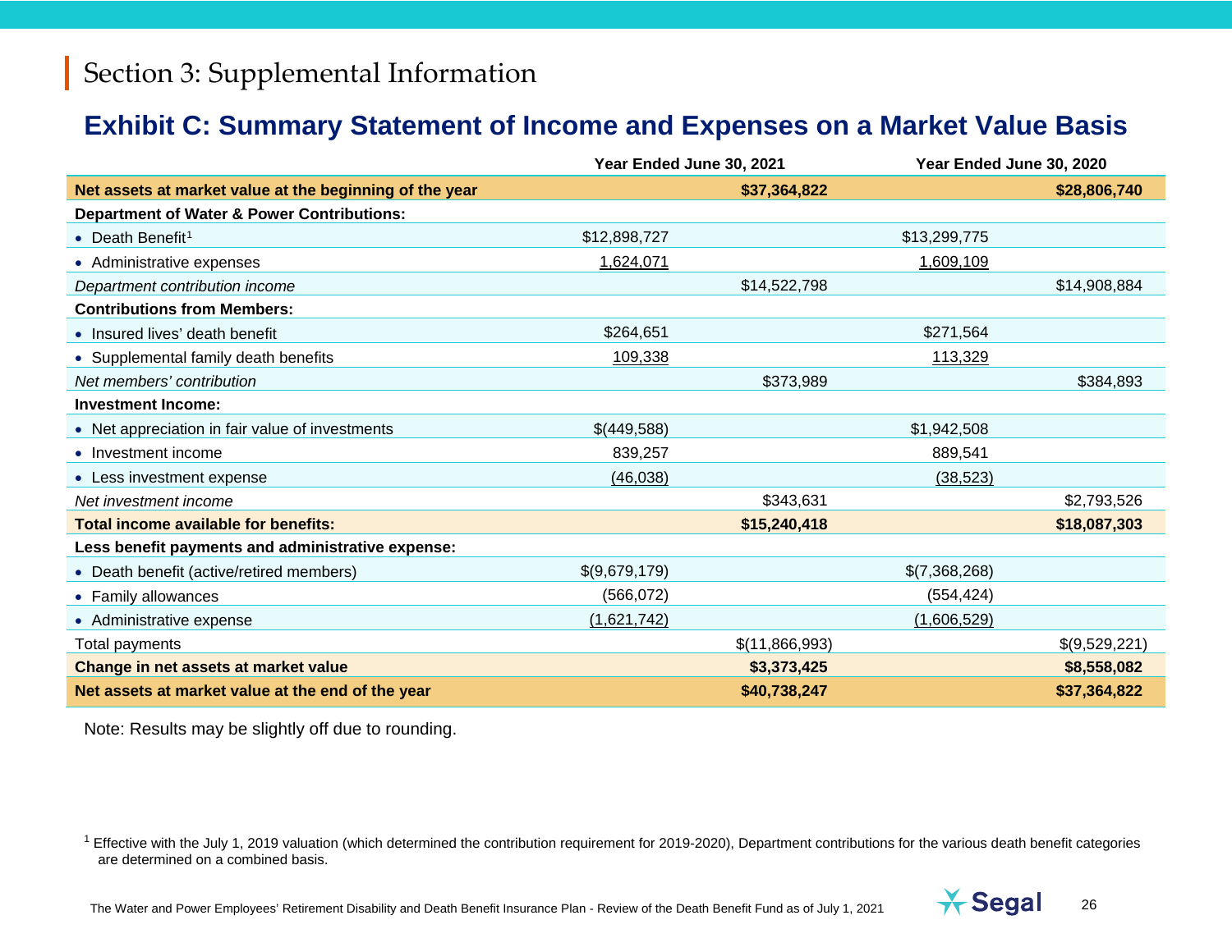# Section 3: Supplemental Information

## Exhibit C: Summary Statement of Income and Expenses on a Market Value Basis

| | Year Ended June 30, 2021 | | Year Ended June 30, 2020 | |
|---|---|---|---|---|
| **Net assets at market value at the beginning of the year** | | **$37,364,822** | | **$28,806,740** |
| **Department of Water & Power Contributions:** | | | | |
| • Death Benefit[1] | $12,898,727 | | $13,299,775 | |
| • Administrative expenses | 1,624,071 | | 1,609,109 | |
| *Department contribution income* | | $14,522,798 | | $14,908,884 |
| **Contributions from Members:** | | | | |
| • Insured lives' death benefit | $264,651 | | $271,564 | |
| • Supplemental family death benefits | 109,338 | | 113,329 | |
| *Net members' contribution* | | $373,989 | | $384,893 |
| **Investment Income:** | | | | |
| • Net appreciation in fair value of investments | $(449,588) | | $1,942,508 | |
| • Investment income | 839,257 | | 889,541 | |
| • Less investment expense | (46,038) | | (38,523) | |
| *Net investment income* | | $343,631 | | $2,793,526 |
| **Total income available for benefits:** | | **$15,240,418** | | **$18,087,303** |
| **Less benefit payments and administrative expense:** | | | | |
| • Death benefit (active/retired members) | $(9,679,179) | | $(7,368,268) | |
| • Family allowances | (566,072) | | (554,424) | |
| • Administrative expense | (1,621,742) | | (1,606,529) | |
| Total payments | | $(11,866,993) | | $(9,529,221) |
| **Change in net assets at market value** | | **$3,373,425** | | **$8,558,082** |
| **Net assets at market value at the end of the year** | | **$40,738,247** | | **$37,364,822** |

Note: Results may be slightly off due to rounding.

[1] Effective with the July 1, 2019 valuation (which determined the contribution requirement for 2019-2020), Department contributions for the various death benefit categories are determined on a combined basis.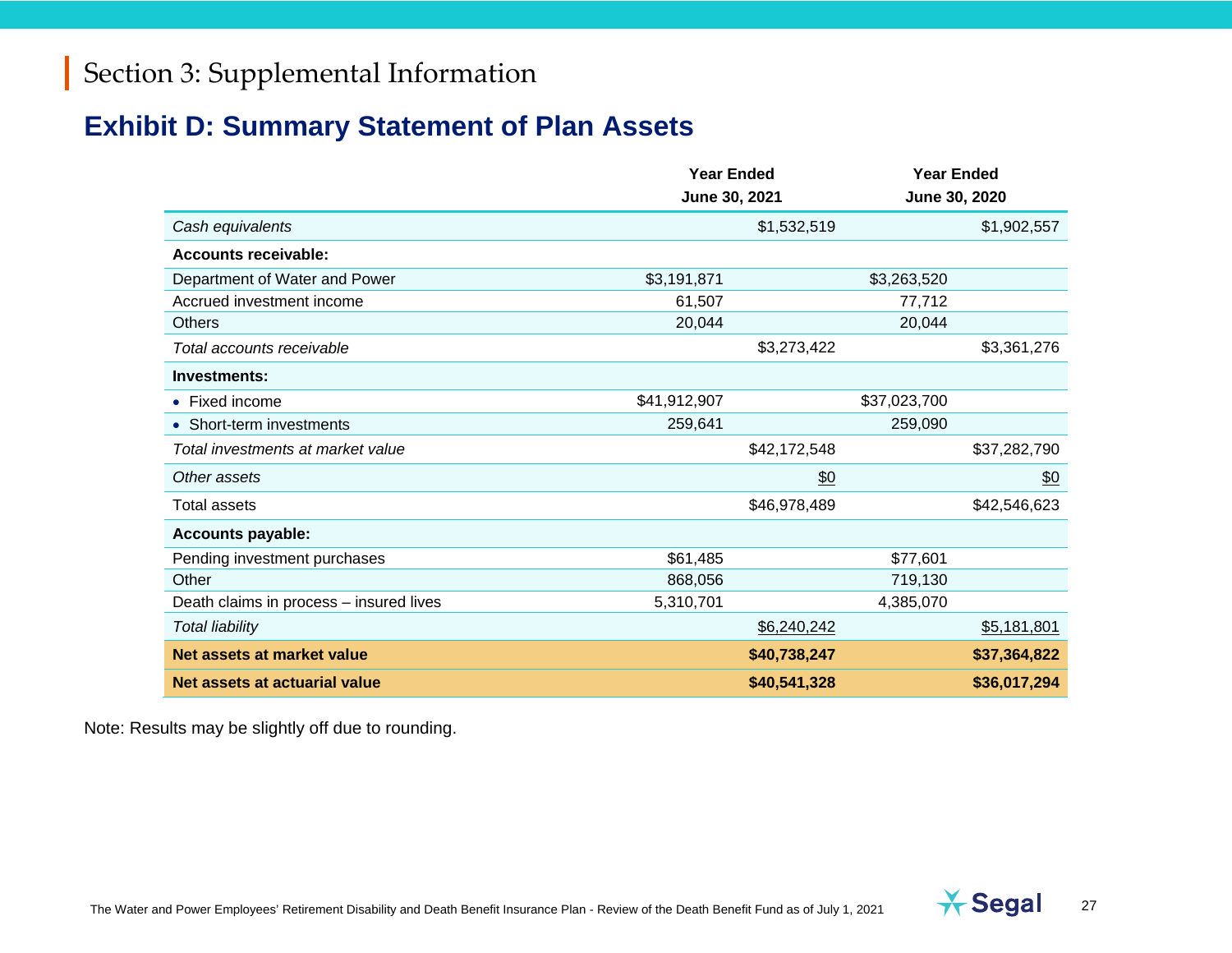## Section 3: Supplemental Information

## Exhibit D: Summary Statement of Plan Assets

| | Year Ended June 30, 2021 | | Year Ended June 30, 2020 | |
|---|---|---|---|---|
| *Cash equivalents* | | $1,532,519 | | $1,902,557 |
| **Accounts receivable:** | | | | |
| Department of Water and Power | $3,191,871 | | $3,263,520 | |
| Accrued investment income | 61,507 | | 77,712 | |
| Others | 20,044 | | 20,044 | |
| *Total accounts receivable* | | $3,273,422 | | $3,361,276 |
| **Investments:** | | | | |
| • Fixed income | $41,912,907 | | $37,023,700 | |
| • Short-term investments | 259,641 | | 259,090 | |
| *Total investments at market value* | | $42,172,548 | | $37,282,790 |
| *Other assets* | | $0 | | $0 |
| Total assets | | $46,978,489 | | $42,546,623 |
| **Accounts payable:** | | | | |
| Pending investment purchases | $61,485 | | $77,601 | |
| Other | 868,056 | | 719,130 | |
| Death claims in process – insured lives | 5,310,701 | | 4,385,070 | |
| *Total liability* | | $6,240,242 | | $5,181,801 |
| **Net assets at market value** | | **$40,738,247** | | **$37,364,822** |
| **Net assets at actuarial value** | | **$40,541,328** | | **$36,017,294** |

Note: Results may be slightly off due to rounding.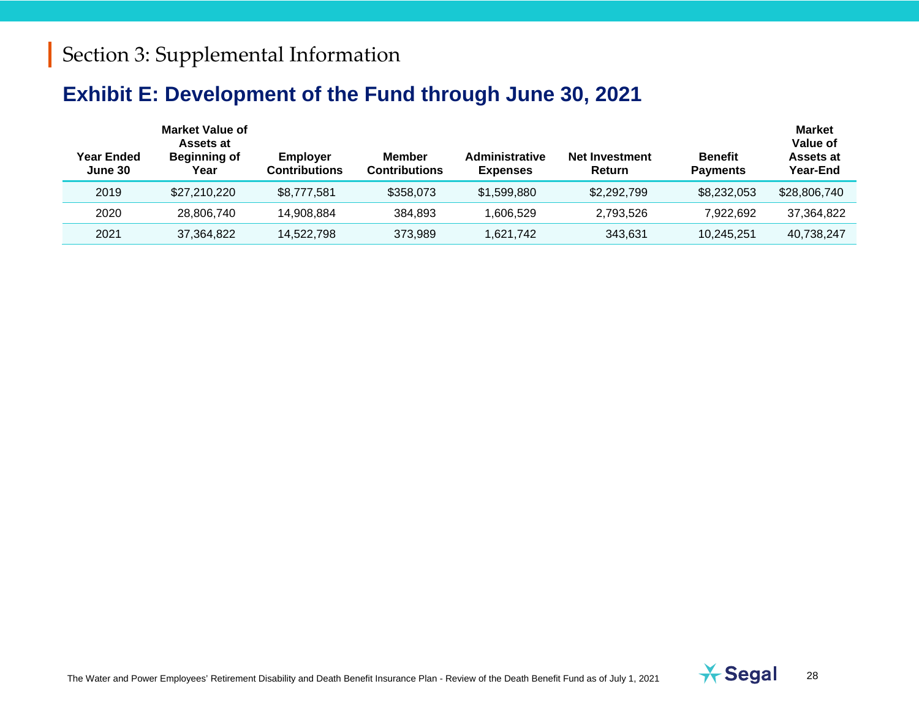# Section 3: Supplemental Information

## Exhibit E: Development of the Fund through June 30, 2021

| Year Ended June 30 | Market Value of Assets at Beginning of Year | Employer Contributions | Member Contributions | Administrative Expenses | Net Investment Return | Benefit Payments | Market Value of Assets at Year-End |
|---|---|---|---|---|---|---|---|
| 2019 | $27,210,220 | $8,777,581 | $358,073 | $1,599,880 | $2,292,799 | $8,232,053 | $28,806,740 |
| 2020 | 28,806,740 | 14,908,884 | 384,893 | 1,606,529 | 2,793,526 | 7,922,692 | 37,364,822 |
| 2021 | 37,364,822 | 14,522,798 | 373,989 | 1,621,742 | 343,631 | 10,245,251 | 40,738,247 |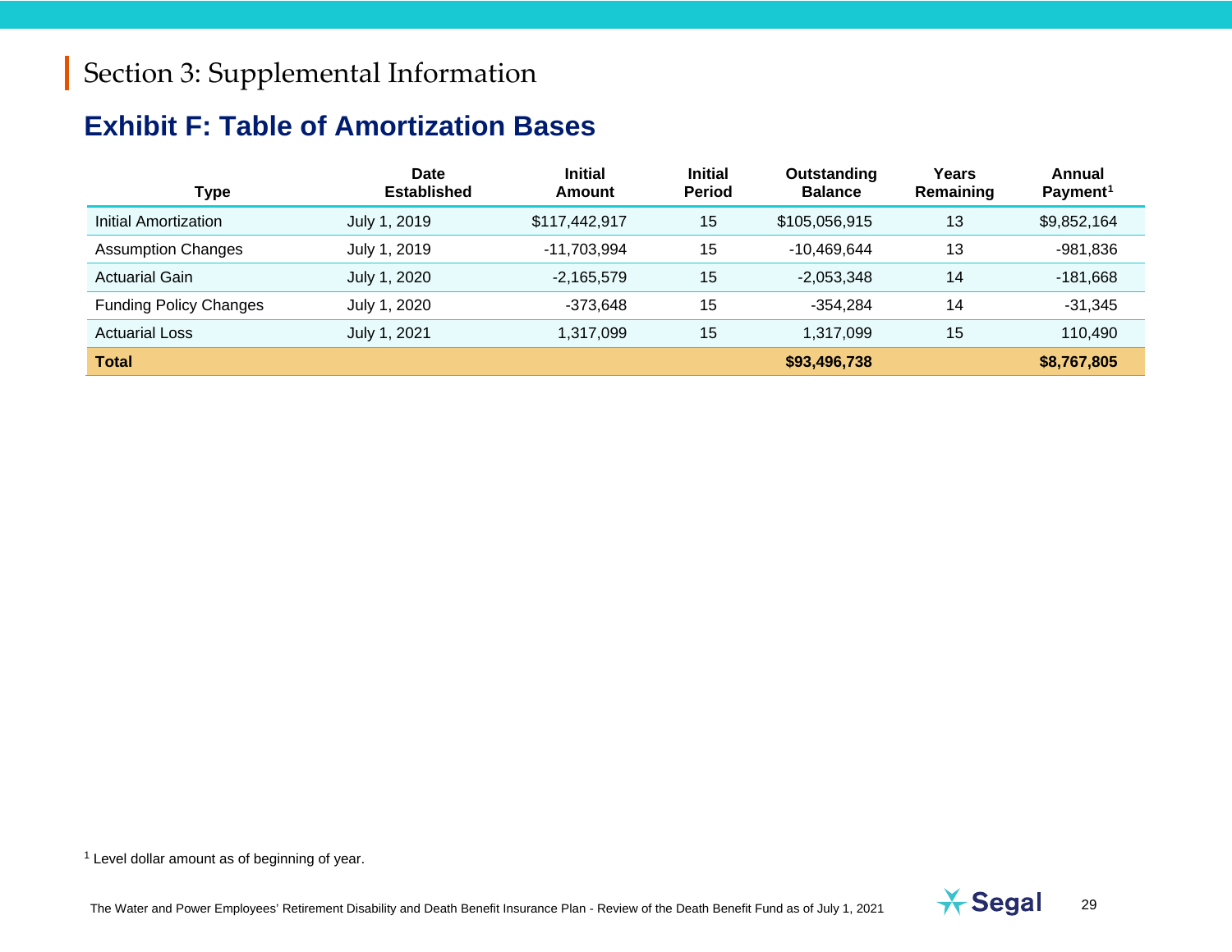# Section 3: Supplemental Information

## Exhibit F: Table of Amortization Bases

| Type | Date Established | Initial Amount | Initial Period | Outstanding Balance | Years Remaining | Annual Payment[1] |
|---|---|---|---|---|---|---|
| Initial Amortization | July 1, 2019 | $117,442,917 | 15 | $105,056,915 | 13 | $9,852,164 |
| Assumption Changes | July 1, 2019 | -11,703,994 | 15 | -10,469,644 | 13 | -981,836 |
| Actuarial Gain | July 1, 2020 | -2,165,579 | 15 | -2,053,348 | 14 | -181,668 |
| Funding Policy Changes | July 1, 2020 | -373,648 | 15 | -354,284 | 14 | -31,345 |
| Actuarial Loss | July 1, 2021 | 1,317,099 | 15 | 1,317,099 | 15 | 110,490 |
| **Total** | | | | **$93,496,738** | | **$8,767,805** |

[1] Level dollar amount as of beginning of year.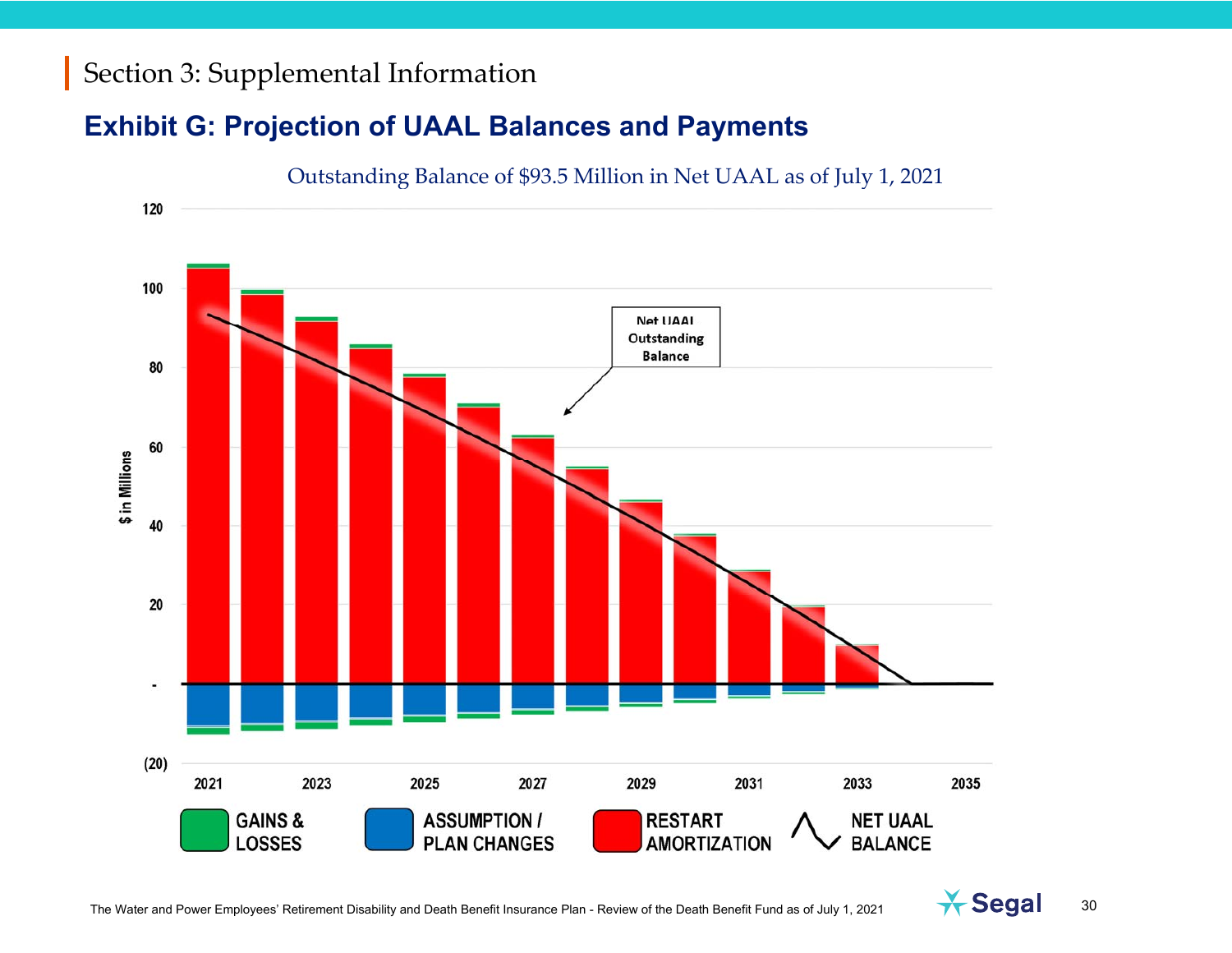Section 3: Supplemental Information

## Exhibit G: Projection of UAAL Balances and Payments

Outstanding Balance of $93.5 Million in Net UAAL as of July 1, 2021

Net UAAL Outstanding Balance

$ in Millions

120
100
80
60
40
20
-
(20)

2021 2023 2025 2027 2029 2031 2033 2035

GAINS & LOSSES | ASSUMPTION / PLAN CHANGES | RESTART AMORTIZATION | NET UAAL BALANCE

The Water and Power Employees' Retirement Disability and Death Benefit Insurance Plan - Review of the Death Benefit Fund as of July 1, 2021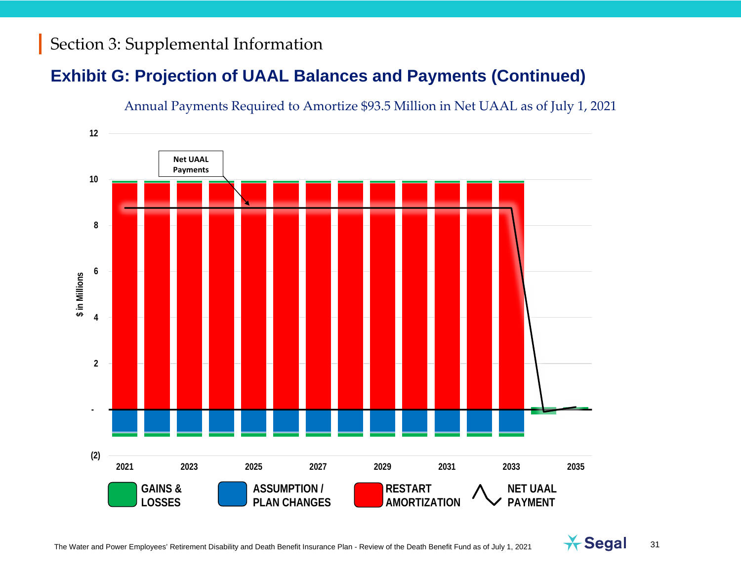# Section 3: Supplemental Information

## Exhibit G: Projection of UAAL Balances and Payments (Continued)

Annual Payments Required to Amortize $93.5 Million in Net UAAL as of July 1, 2021

Net UAAL Payments

$ in Millions

12
10
8
6
4
2
-
(2)

2021 2023 2025 2027 2029 2031 2033 2035

GAINS & LOSSES | ASSUMPTION / PLAN CHANGES | RESTART AMORTIZATION | NET UAAL PAYMENT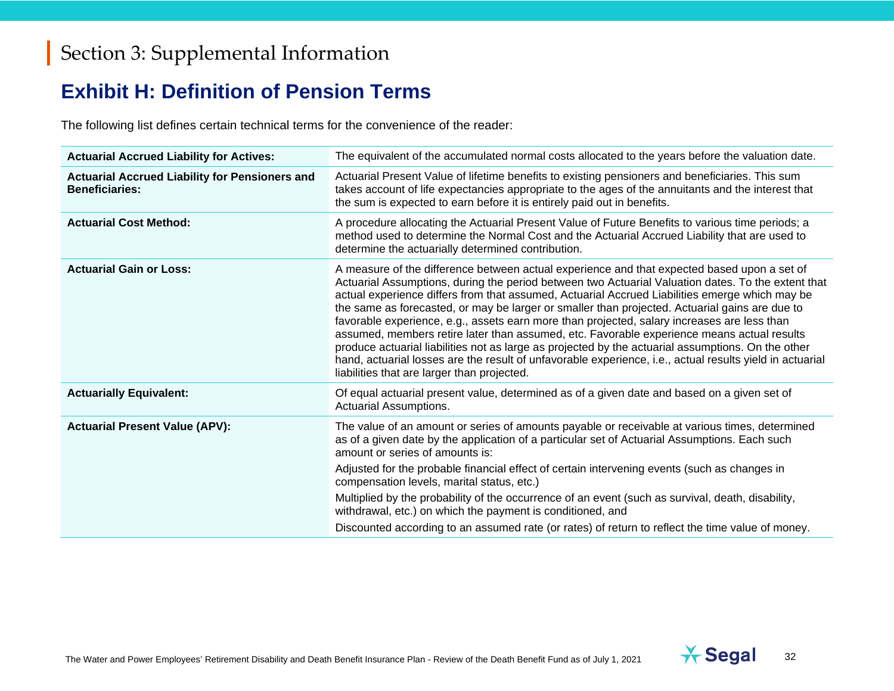# Section 3: Supplemental Information

## Exhibit H: Definition of Pension Terms

The following list defines certain technical terms for the convenience of the reader:

| Term | Definition |
|---|---|
| **Actuarial Accrued Liability for Actives:** | The equivalent of the accumulated normal costs allocated to the years before the valuation date. |
| **Actuarial Accrued Liability for Pensioners and Beneficiaries:** | Actuarial Present Value of lifetime benefits to existing pensioners and beneficiaries. This sum takes account of life expectancies appropriate to the ages of the annuitants and the interest that the sum is expected to earn before it is entirely paid out in benefits. |
| **Actuarial Cost Method:** | A procedure allocating the Actuarial Present Value of Future Benefits to various time periods; a method used to determine the Normal Cost and the Actuarial Accrued Liability that are used to determine the actuarially determined contribution. |
| **Actuarial Gain or Loss:** | A measure of the difference between actual experience and that expected based upon a set of Actuarial Assumptions, during the period between two Actuarial Valuation dates. To the extent that actual experience differs from that assumed, Actuarial Accrued Liabilities emerge which may be the same as forecasted, or may be larger or smaller than projected. Actuarial gains are due to favorable experience, e.g., assets earn more than projected, salary increases are less than assumed, members retire later than assumed, etc. Favorable experience means actual results produce actuarial liabilities not as large as projected by the actuarial assumptions. On the other hand, actuarial losses are the result of unfavorable experience, i.e., actual results yield in actuarial liabilities that are larger than projected. |
| **Actuarially Equivalent:** | Of equal actuarial present value, determined as of a given date and based on a given set of Actuarial Assumptions. |
| **Actuarial Present Value (APV):** | The value of an amount or series of amounts payable or receivable at various times, determined as of a given date by the application of a particular set of Actuarial Assumptions. Each such amount or series of amounts is:<br>Adjusted for the probable financial effect of certain intervening events (such as changes in compensation levels, marital status, etc.)<br>Multiplied by the probability of the occurrence of an event (such as survival, death, disability, withdrawal, etc.) on which the payment is conditioned, and<br>Discounted according to an assumed rate (or rates) of return to reflect the time value of money. |

The Water and Power Employees' Retirement Disability and Death Benefit Insurance Plan - Review of the Death Benefit Fund as of July 1, 2021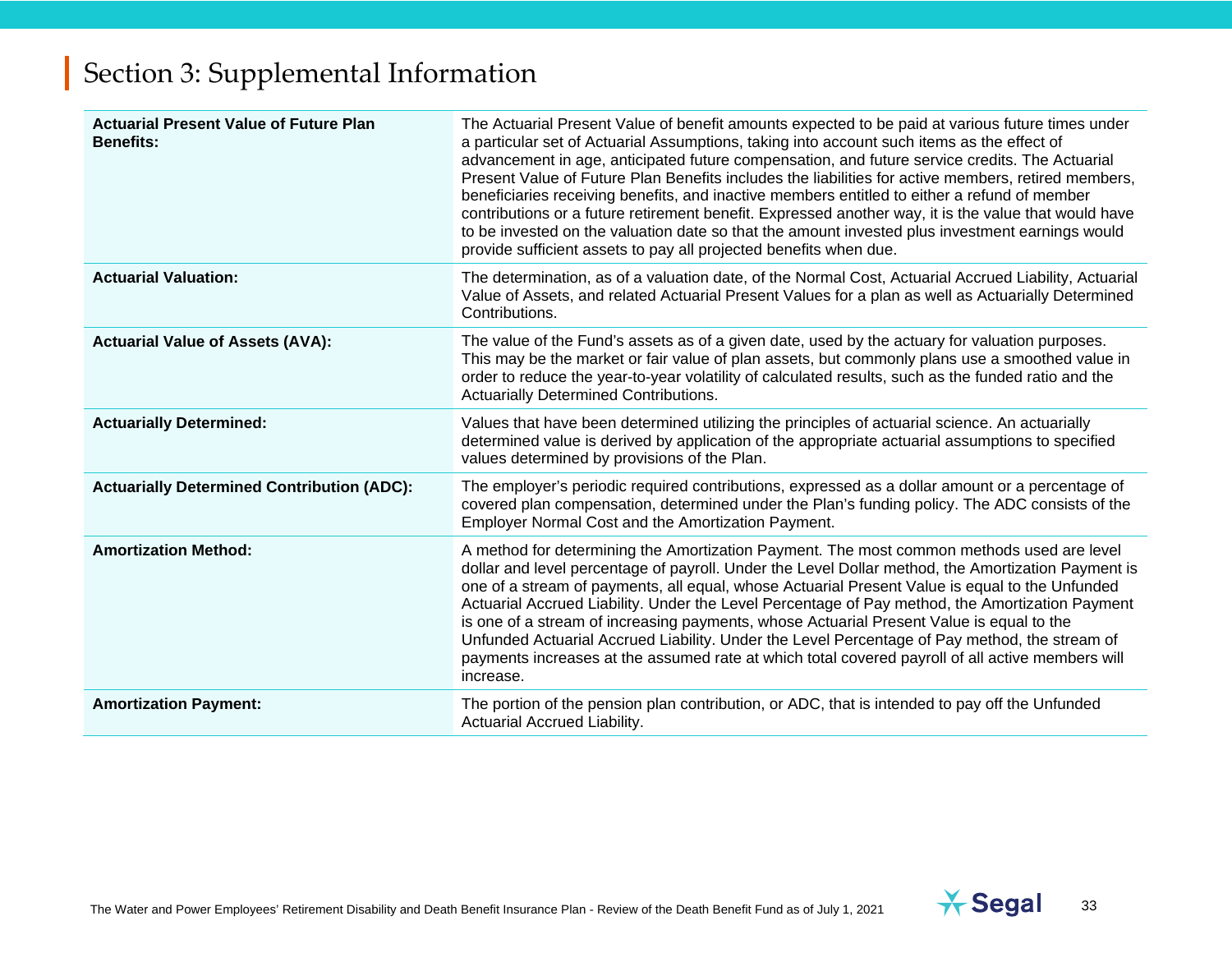# Section 3: Supplemental Information

| | |
|---|---|
| **Actuarial Present Value of Future Plan Benefits:** | The Actuarial Present Value of benefit amounts expected to be paid at various future times under a particular set of Actuarial Assumptions, taking into account such items as the effect of advancement in age, anticipated future compensation, and future service credits. The Actuarial Present Value of Future Plan Benefits includes the liabilities for active members, retired members, beneficiaries receiving benefits, and inactive members entitled to either a refund of member contributions or a future retirement benefit. Expressed another way, it is the value that would have to be invested on the valuation date so that the amount invested plus investment earnings would provide sufficient assets to pay all projected benefits when due. |
| **Actuarial Valuation:** | The determination, as of a valuation date, of the Normal Cost, Actuarial Accrued Liability, Actuarial Value of Assets, and related Actuarial Present Values for a plan as well as Actuarially Determined Contributions. |
| **Actuarial Value of Assets (AVA):** | The value of the Fund's assets as of a given date, used by the actuary for valuation purposes. This may be the market or fair value of plan assets, but commonly plans use a smoothed value in order to reduce the year-to-year volatility of calculated results, such as the funded ratio and the Actuarially Determined Contributions. |
| **Actuarially Determined:** | Values that have been determined utilizing the principles of actuarial science. An actuarially determined value is derived by application of the appropriate actuarial assumptions to specified values determined by provisions of the Plan. |
| **Actuarially Determined Contribution (ADC):** | The employer's periodic required contributions, expressed as a dollar amount or a percentage of covered plan compensation, determined under the Plan's funding policy. The ADC consists of the Employer Normal Cost and the Amortization Payment. |
| **Amortization Method:** | A method for determining the Amortization Payment. The most common methods used are level dollar and level percentage of payroll. Under the Level Dollar method, the Amortization Payment is one of a stream of payments, all equal, whose Actuarial Present Value is equal to the Unfunded Actuarial Accrued Liability. Under the Level Percentage of Pay method, the Amortization Payment is one of a stream of increasing payments, whose Actuarial Present Value is equal to the Unfunded Actuarial Accrued Liability. Under the Level Percentage of Pay method, the stream of payments increases at the assumed rate at which total covered payroll of all active members will increase. |
| **Amortization Payment:** | The portion of the pension plan contribution, or ADC, that is intended to pay off the Unfunded Actuarial Accrued Liability. |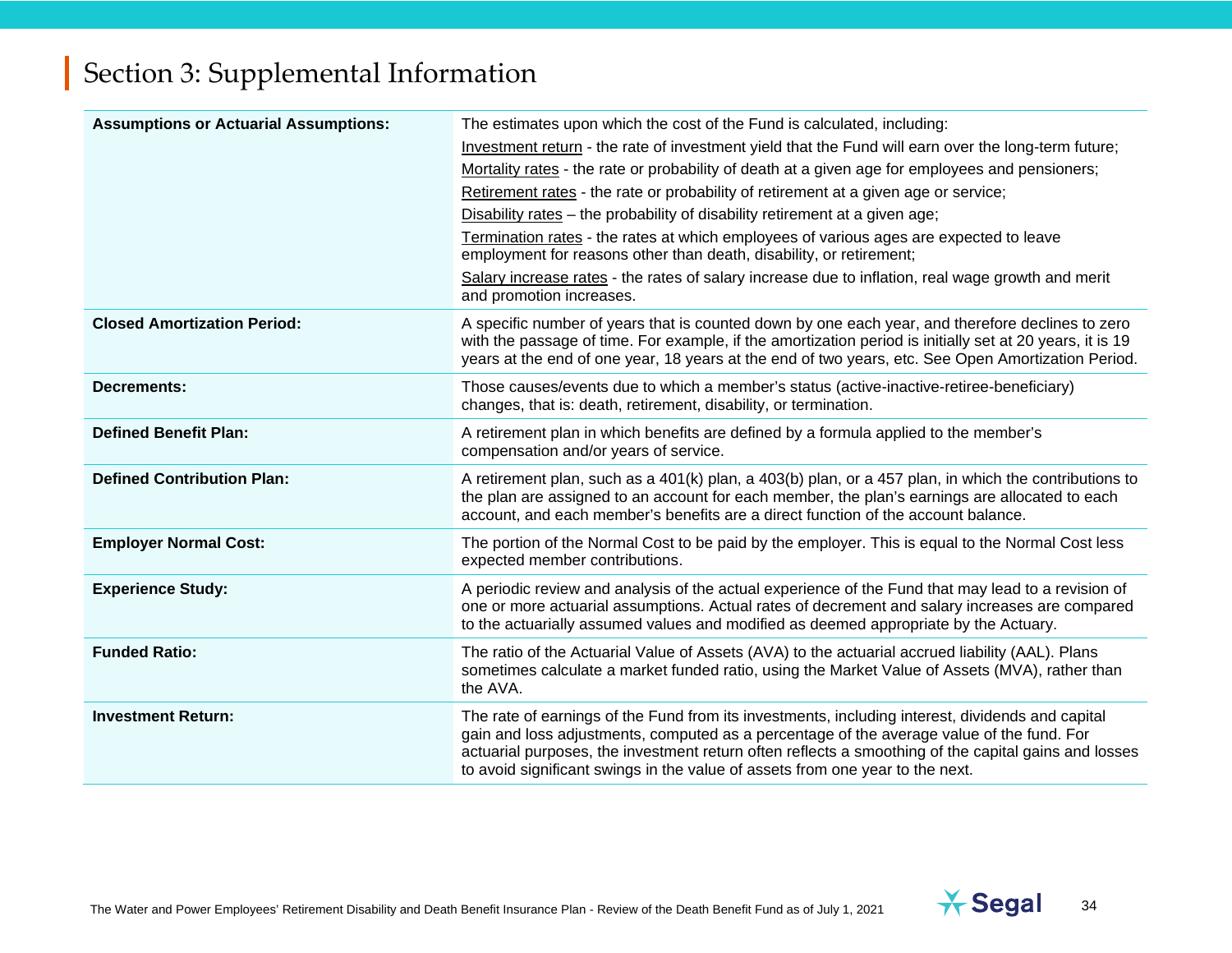## Section 3: Supplemental Information

| | |
|---|---|
| **Assumptions or Actuarial Assumptions:** | The estimates upon which the cost of the Fund is calculated, including:<br>Investment return - the rate of investment yield that the Fund will earn over the long-term future;<br>Mortality rates - the rate or probability of death at a given age for employees and pensioners;<br>Retirement rates - the rate or probability of retirement at a given age or service;<br>Disability rates – the probability of disability retirement at a given age;<br>Termination rates - the rates at which employees of various ages are expected to leave employment for reasons other than death, disability, or retirement;<br>Salary increase rates - the rates of salary increase due to inflation, real wage growth and merit and promotion increases. |
| **Closed Amortization Period:** | A specific number of years that is counted down by one each year, and therefore declines to zero with the passage of time. For example, if the amortization period is initially set at 20 years, it is 19 years at the end of one year, 18 years at the end of two years, etc. See Open Amortization Period. |
| **Decrements:** | Those causes/events due to which a member's status (active-inactive-retiree-beneficiary) changes, that is: death, retirement, disability, or termination. |
| **Defined Benefit Plan:** | A retirement plan in which benefits are defined by a formula applied to the member's compensation and/or years of service. |
| **Defined Contribution Plan:** | A retirement plan, such as a 401(k) plan, a 403(b) plan, or a 457 plan, in which the contributions to the plan are assigned to an account for each member, the plan's earnings are allocated to each account, and each member's benefits are a direct function of the account balance. |
| **Employer Normal Cost:** | The portion of the Normal Cost to be paid by the employer. This is equal to the Normal Cost less expected member contributions. |
| **Experience Study:** | A periodic review and analysis of the actual experience of the Fund that may lead to a revision of one or more actuarial assumptions. Actual rates of decrement and salary increases are compared to the actuarially assumed values and modified as deemed appropriate by the Actuary. |
| **Funded Ratio:** | The ratio of the Actuarial Value of Assets (AVA) to the actuarial accrued liability (AAL). Plans sometimes calculate a market funded ratio, using the Market Value of Assets (MVA), rather than the AVA. |
| **Investment Return:** | The rate of earnings of the Fund from its investments, including interest, dividends and capital gain and loss adjustments, computed as a percentage of the average value of the fund. For actuarial purposes, the investment return often reflects a smoothing of the capital gains and losses to avoid significant swings in the value of assets from one year to the next. |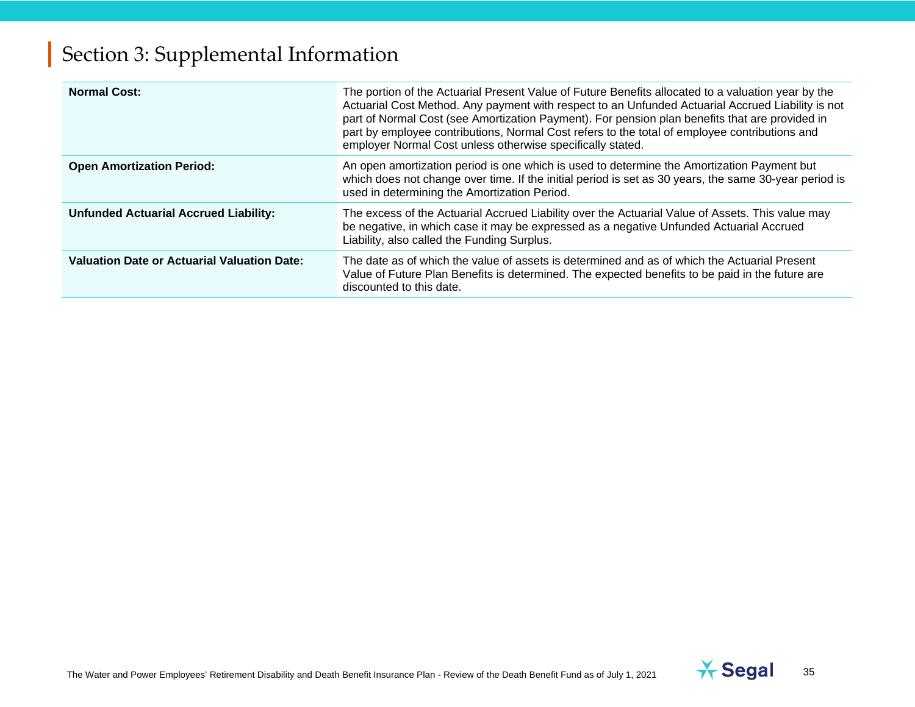# Section 3: Supplemental Information

| | |
|---|---|
| **Normal Cost:** | The portion of the Actuarial Present Value of Future Benefits allocated to a valuation year by the Actuarial Cost Method. Any payment with respect to an Unfunded Actuarial Accrued Liability is not part of Normal Cost (see Amortization Payment). For pension plan benefits that are provided in part by employee contributions, Normal Cost refers to the total of employee contributions and employer Normal Cost unless otherwise specifically stated. |
| **Open Amortization Period:** | An open amortization period is one which is used to determine the Amortization Payment but which does not change over time. If the initial period is set as 30 years, the same 30-year period is used in determining the Amortization Period. |
| **Unfunded Actuarial Accrued Liability:** | The excess of the Actuarial Accrued Liability over the Actuarial Value of Assets. This value may be negative, in which case it may be expressed as a negative Unfunded Actuarial Accrued Liability, also called the Funding Surplus. |
| **Valuation Date or Actuarial Valuation Date:** | The date as of which the value of assets is determined and as of which the Actuarial Present Value of Future Plan Benefits is determined. The expected benefits to be paid in the future are discounted to this date. |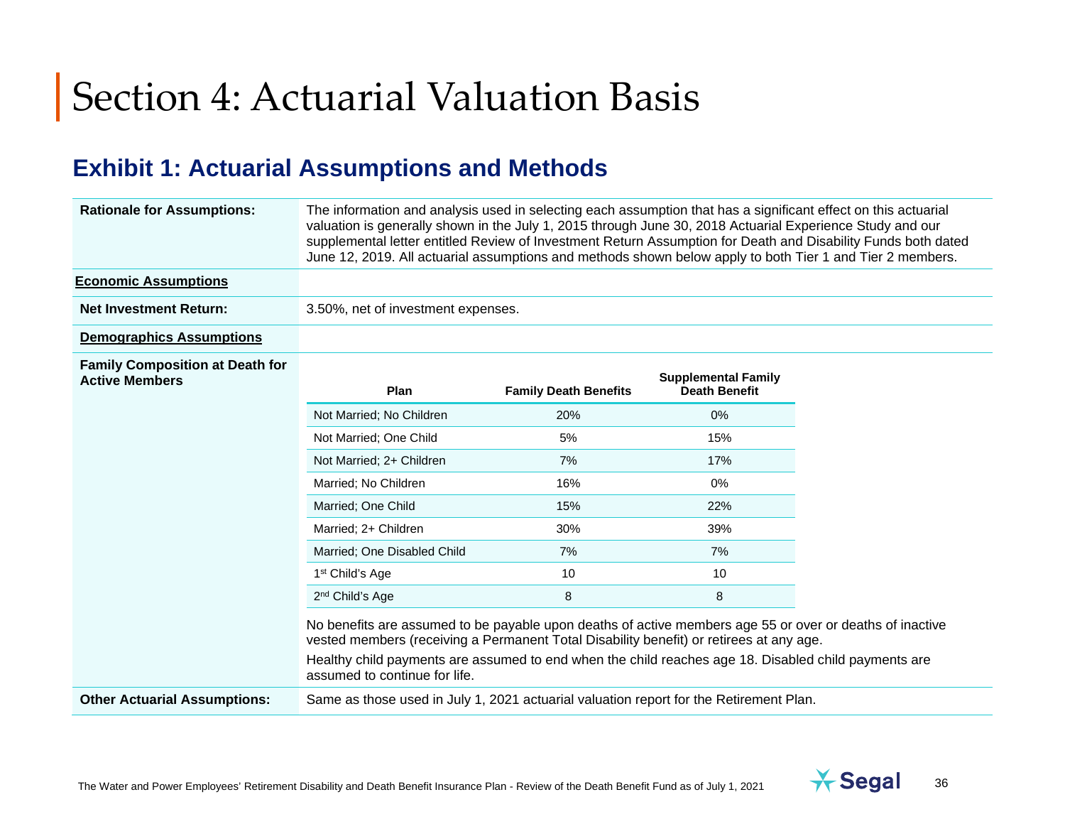# Section 4: Actuarial Valuation Basis

## Exhibit 1: Actuarial Assumptions and Methods

**Rationale for Assumptions:** The information and analysis used in selecting each assumption that has a significant effect on this actuarial valuation is generally shown in the July 1, 2015 through June 30, 2018 Actuarial Experience Study and our supplemental letter entitled Review of Investment Return Assumption for Death and Disability Funds both dated June 12, 2019. All actuarial assumptions and methods shown below apply to both Tier 1 and Tier 2 members.

### Economic Assumptions

**Net Investment Return:** 3.50%, net of investment expenses.

### Demographics Assumptions

**Family Composition at Death for Active Members**

| Plan | Family Death Benefits | Supplemental Family Death Benefit |
|---|---|---|
| Not Married; No Children | 20% | 0% |
| Not Married; One Child | 5% | 15% |
| Not Married; 2+ Children | 7% | 17% |
| Married; No Children | 16% | 0% |
| Married; One Child | 15% | 22% |
| Married; 2+ Children | 30% | 39% |
| Married; One Disabled Child | 7% | 7% |
| 1st Child's Age | 10 | 10 |
| 2nd Child's Age | 8 | 8 |

No benefits are assumed to be payable upon deaths of active members age 55 or over or deaths of inactive vested members (receiving a Permanent Total Disability benefit) or retirees at any age.

Healthy child payments are assumed to end when the child reaches age 18. Disabled child payments are assumed to continue for life.

**Other Actuarial Assumptions:** Same as those used in July 1, 2021 actuarial valuation report for the Retirement Plan.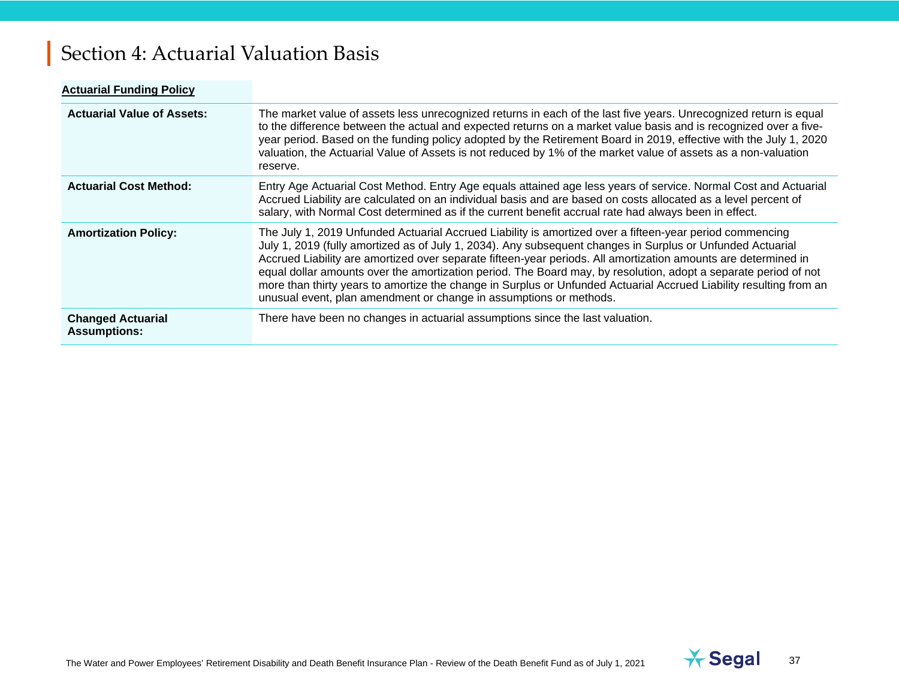# Section 4: Actuarial Valuation Basis

| **Actuarial Funding Policy** | |
|---|---|
| **Actuarial Value of Assets:** | The market value of assets less unrecognized returns in each of the last five years. Unrecognized return is equal to the difference between the actual and expected returns on a market value basis and is recognized over a five-year period. Based on the funding policy adopted by the Retirement Board in 2019, effective with the July 1, 2020 valuation, the Actuarial Value of Assets is not reduced by 1% of the market value of assets as a non-valuation reserve. |
| **Actuarial Cost Method:** | Entry Age Actuarial Cost Method. Entry Age equals attained age less years of service. Normal Cost and Actuarial Accrued Liability are calculated on an individual basis and are based on costs allocated as a level percent of salary, with Normal Cost determined as if the current benefit accrual rate had always been in effect. |
| **Amortization Policy:** | The July 1, 2019 Unfunded Actuarial Accrued Liability is amortized over a fifteen-year period commencing July 1, 2019 (fully amortized as of July 1, 2034). Any subsequent changes in Surplus or Unfunded Actuarial Accrued Liability are amortized over separate fifteen-year periods. All amortization amounts are determined in equal dollar amounts over the amortization period. The Board may, by resolution, adopt a separate period of not more than thirty years to amortize the change in Surplus or Unfunded Actuarial Accrued Liability resulting from an unusual event, plan amendment or change in assumptions or methods. |
| **Changed Actuarial Assumptions:** | There have been no changes in actuarial assumptions since the last valuation. |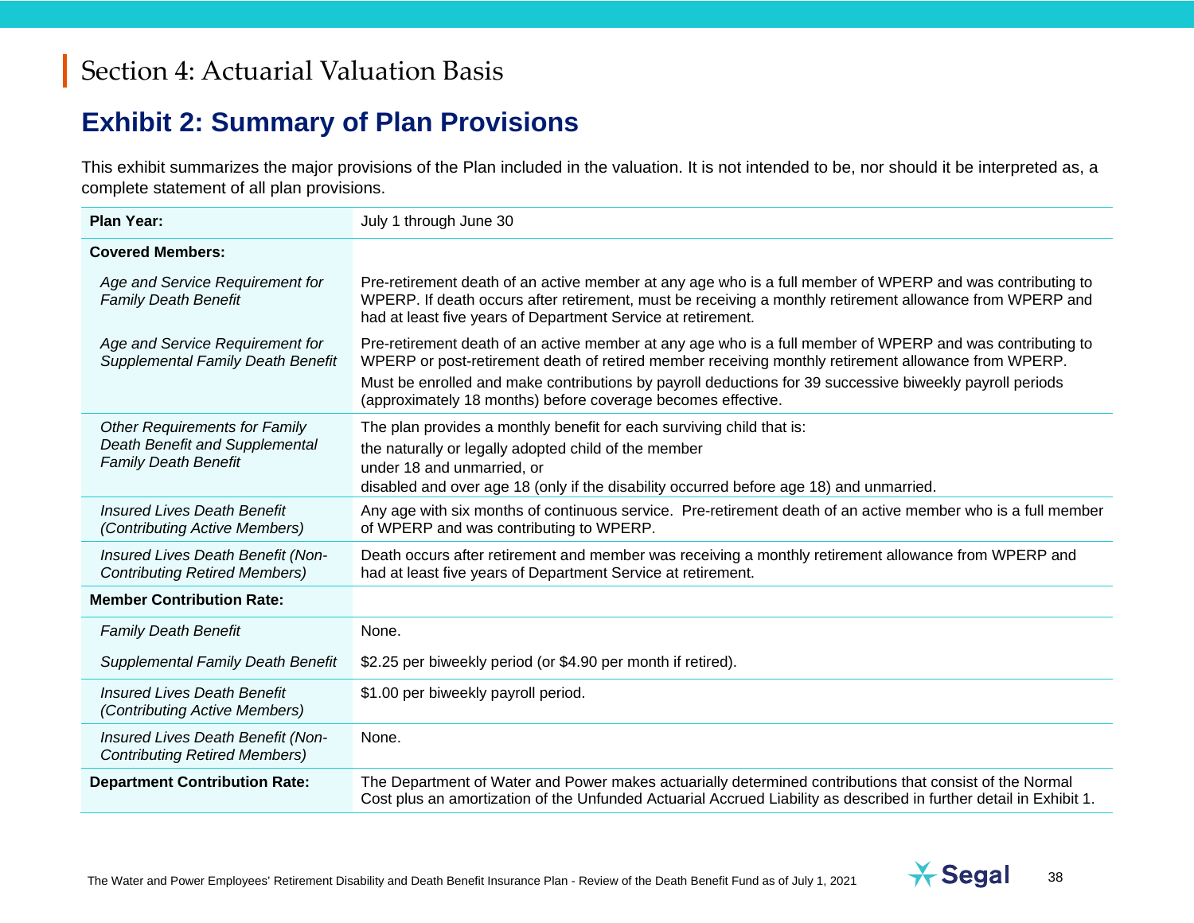# Section 4: Actuarial Valuation Basis

## Exhibit 2: Summary of Plan Provisions

This exhibit summarizes the major provisions of the Plan included in the valuation. It is not intended to be, nor should it be interpreted as, a complete statement of all plan provisions.

| | |
|---|---|
| **Plan Year:** | July 1 through June 30 |
| **Covered Members:** | |
| *Age and Service Requirement for Family Death Benefit* | Pre-retirement death of an active member at any age who is a full member of WPERP and was contributing to WPERP. If death occurs after retirement, must be receiving a monthly retirement allowance from WPERP and had at least five years of Department Service at retirement. |
| *Age and Service Requirement for Supplemental Family Death Benefit* | Pre-retirement death of an active member at any age who is a full member of WPERP and was contributing to WPERP or post-retirement death of retired member receiving monthly retirement allowance from WPERP.<br>Must be enrolled and make contributions by payroll deductions for 39 successive biweekly payroll periods (approximately 18 months) before coverage becomes effective. |
| *Other Requirements for Family Death Benefit and Supplemental Family Death Benefit* | The plan provides a monthly benefit for each surviving child that is:<br>the naturally or legally adopted child of the member<br>under 18 and unmarried, or<br>disabled and over age 18 (only if the disability occurred before age 18) and unmarried. |
| *Insured Lives Death Benefit (Contributing Active Members)* | Any age with six months of continuous service. Pre-retirement death of an active member who is a full member of WPERP and was contributing to WPERP. |
| *Insured Lives Death Benefit (Non-Contributing Retired Members)* | Death occurs after retirement and member was receiving a monthly retirement allowance from WPERP and had at least five years of Department Service at retirement. |
| **Member Contribution Rate:** | |
| *Family Death Benefit* | None. |
| *Supplemental Family Death Benefit* | $2.25 per biweekly period (or $4.90 per month if retired). |
| *Insured Lives Death Benefit (Contributing Active Members)* | $1.00 per biweekly payroll period. |
| *Insured Lives Death Benefit (Non-Contributing Retired Members)* | None. |
| **Department Contribution Rate:** | The Department of Water and Power makes actuarially determined contributions that consist of the Normal Cost plus an amortization of the Unfunded Actuarial Accrued Liability as described in further detail in Exhibit 1. |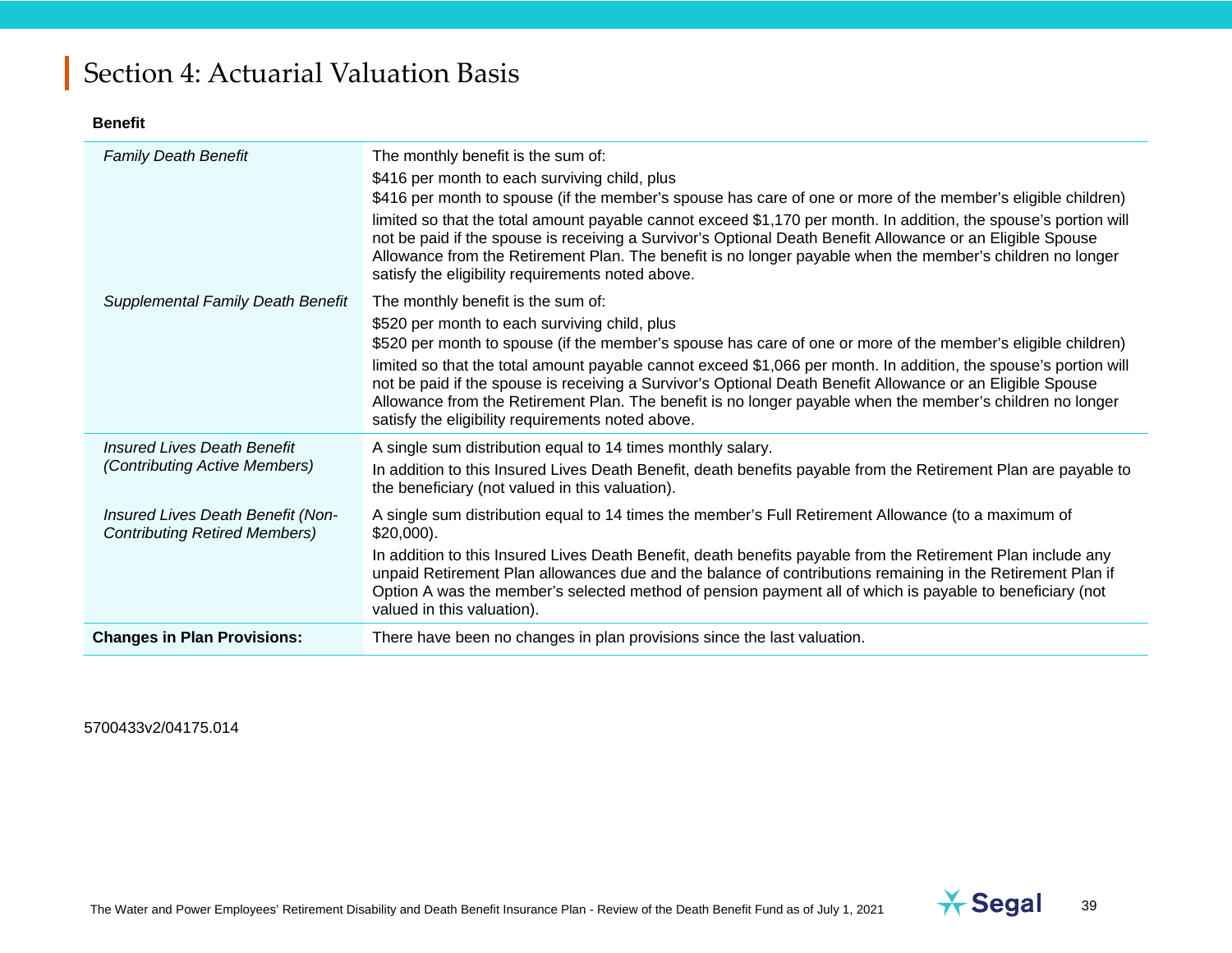# Section 4: Actuarial Valuation Basis

**Benefit**

| | |
|---|---|
| *Family Death Benefit* | The monthly benefit is the sum of:<br>$416 per month to each surviving child, plus<br>$416 per month to spouse (if the member's spouse has care of one or more of the member's eligible children)<br>limited so that the total amount payable cannot exceed $1,170 per month. In addition, the spouse's portion will not be paid if the spouse is receiving a Survivor's Optional Death Benefit Allowance or an Eligible Spouse Allowance from the Retirement Plan. The benefit is no longer payable when the member's children no longer satisfy the eligibility requirements noted above. |
| *Supplemental Family Death Benefit* | The monthly benefit is the sum of:<br>$520 per month to each surviving child, plus<br>$520 per month to spouse (if the member's spouse has care of one or more of the member's eligible children)<br>limited so that the total amount payable cannot exceed $1,066 per month. In addition, the spouse's portion will not be paid if the spouse is receiving a Survivor's Optional Death Benefit Allowance or an Eligible Spouse Allowance from the Retirement Plan. The benefit is no longer payable when the member's children no longer satisfy the eligibility requirements noted above. |
| *Insured Lives Death Benefit (Contributing Active Members)* | A single sum distribution equal to 14 times monthly salary.<br>In addition to this Insured Lives Death Benefit, death benefits payable from the Retirement Plan are payable to the beneficiary (not valued in this valuation). |
| *Insured Lives Death Benefit (Non-Contributing Retired Members)* | A single sum distribution equal to 14 times the member's Full Retirement Allowance (to a maximum of $20,000).<br>In addition to this Insured Lives Death Benefit, death benefits payable from the Retirement Plan include any unpaid Retirement Plan allowances due and the balance of contributions remaining in the Retirement Plan if Option A was the member's selected method of pension payment all of which is payable to beneficiary (not valued in this valuation). |
| **Changes in Plan Provisions:** | There have been no changes in plan provisions since the last valuation. |

5700433v2/04175.014